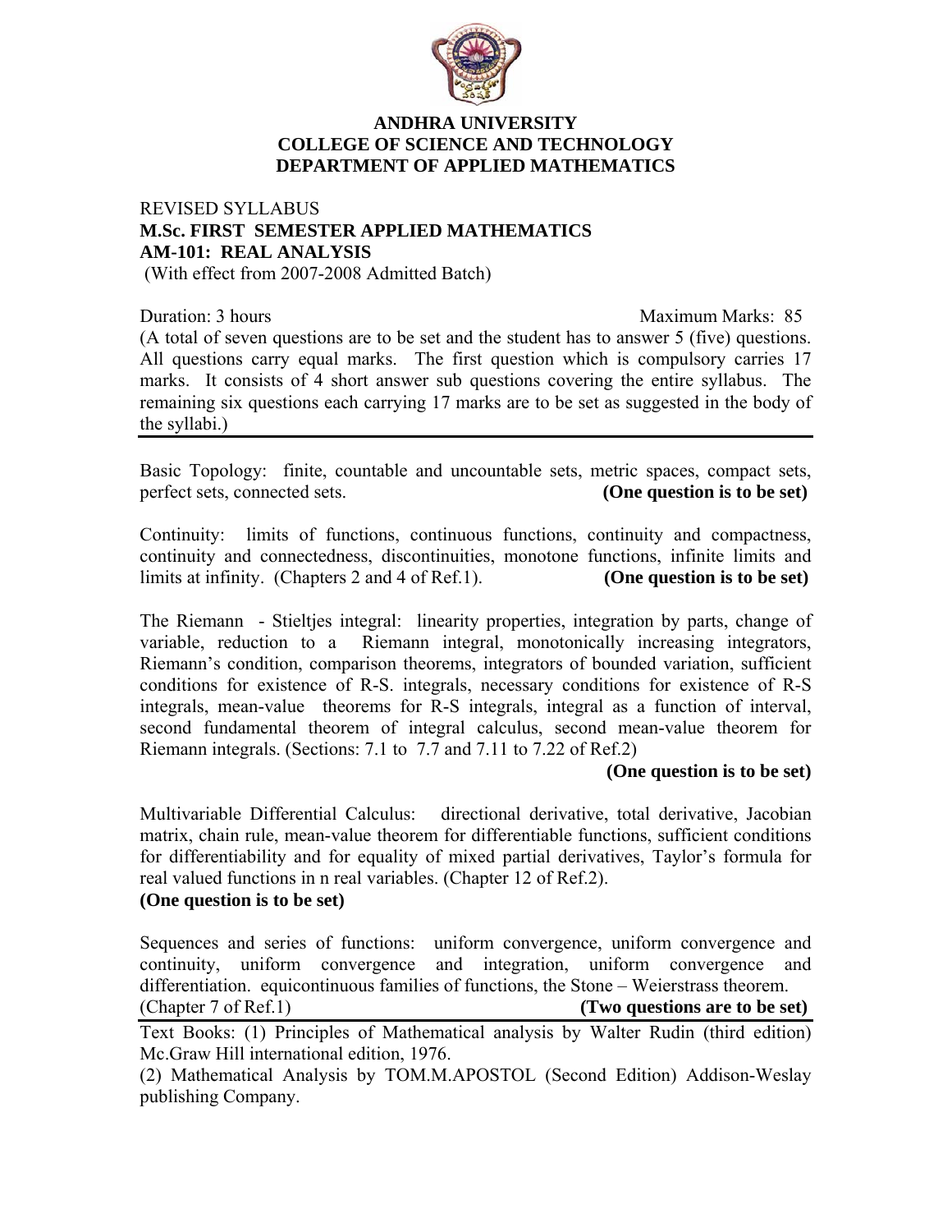**ANDHRA UNIVERSITY**
**COLLEGE OF SCIENCE AND TECHNOLOGY**
**DEPARTMENT OF APPLIED MATHEMATICS**

REVISED SYLLABUS
**M.Sc. FIRST SEMESTER APPLIED MATHEMATICS**
**AM-101: REAL ANALYSIS**
(With effect from 2007-2008 Admitted Batch)

Duration: 3 hours Maximum Marks: 85

(A total of seven questions are to be set and the student has to answer 5 (five) questions. All questions carry equal marks. The first question which is compulsory carries 17 marks. It consists of 4 short answer sub questions covering the entire syllabus. The remaining six questions each carrying 17 marks are to be set as suggested in the body of the syllabi.)

---

Basic Topology: finite, countable and uncountable sets, metric spaces, compact sets, perfect sets, connected sets. **(One question is to be set)**

Continuity: limits of functions, continuous functions, continuity and compactness, continuity and connectedness, discontinuities, monotone functions, infinite limits and limits at infinity. (Chapters 2 and 4 of Ref.1). **(One question is to be set)**

The Riemann - Stieltjes integral: linearity properties, integration by parts, change of variable, reduction to a Riemann integral, monotonically increasing integrators, Riemann's condition, comparison theorems, integrators of bounded variation, sufficient conditions for existence of R-S. integrals, necessary conditions for existence of R-S integrals, mean-value theorems for R-S integrals, integral as a function of interval, second fundamental theorem of integral calculus, second mean-value theorem for Riemann integrals. (Sections: 7.1 to 7.7 and 7.11 to 7.22 of Ref.2)

**(One question is to be set)**

Multivariable Differential Calculus: directional derivative, total derivative, Jacobian matrix, chain rule, mean-value theorem for differentiable functions, sufficient conditions for differentiability and for equality of mixed partial derivatives, Taylor's formula for real valued functions in n real variables. (Chapter 12 of Ref.2).
**(One question is to be set)**

Sequences and series of functions: uniform convergence, uniform convergence and continuity, uniform convergence and integration, uniform convergence and differentiation. equicontinuous families of functions, the Stone – Weierstrass theorem. (Chapter 7 of Ref.1) **(Two questions are to be set)**

---

Text Books: (1) Principles of Mathematical analysis by Walter Rudin (third edition) Mc.Graw Hill international edition, 1976.

(2) Mathematical Analysis by TOM.M.APOSTOL (Second Edition) Addison-Weslay publishing Company.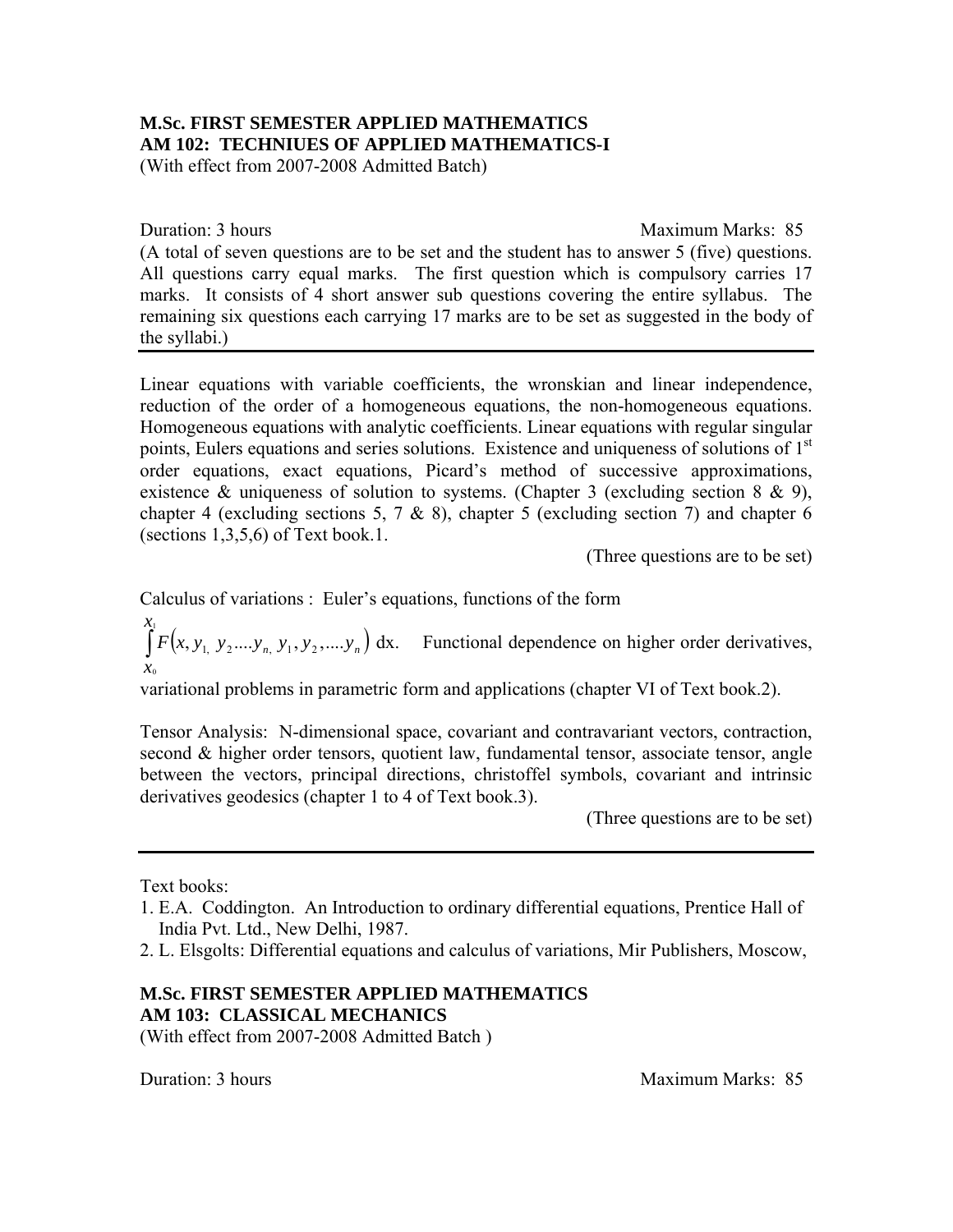**M.Sc. FIRST SEMESTER APPLIED MATHEMATICS**
**AM 102: TECHNIUES OF APPLIED MATHEMATICS-I**
(With effect from 2007-2008 Admitted Batch)

Duration: 3 hours                                                                  Maximum Marks: 85

(A total of seven questions are to be set and the student has to answer 5 (five) questions. All questions carry equal marks. The first question which is compulsory carries 17 marks. It consists of 4 short answer sub questions covering the entire syllabus. The remaining six questions each carrying 17 marks are to be set as suggested in the body of the syllabi.)

---

Linear equations with variable coefficients, the wronskian and linear independence, reduction of the order of a homogeneous equations, the non-homogeneous equations. Homogeneous equations with analytic coefficients. Linear equations with regular singular points, Eulers equations and series solutions. Existence and uniqueness of solutions of 1st order equations, exact equations, Picard's method of successive approximations, existence & uniqueness of solution to systems. (Chapter 3 (excluding section 8 & 9), chapter 4 (excluding sections 5, 7 & 8), chapter 5 (excluding section 7) and chapter 6 (sections 1,3,5,6) of Text book.1.

(Three questions are to be set)

Calculus of variations : Euler's equations, functions of the form

$\int_{x_0}^{x_1} F\left(x, y_{1,}\ y_2....y_{n,}\ y_1, y_2,....y_n\right)$ dx. Functional dependence on higher order derivatives, variational problems in parametric form and applications (chapter VI of Text book.2).

Tensor Analysis: N-dimensional space, covariant and contravariant vectors, contraction, second & higher order tensors, quotient law, fundamental tensor, associate tensor, angle between the vectors, principal directions, christoffel symbols, covariant and intrinsic derivatives geodesics (chapter 1 to 4 of Text book.3).

(Three questions are to be set)

---

Text books:

1. E.A. Coddington. An Introduction to ordinary differential equations, Prentice Hall of India Pvt. Ltd., New Delhi, 1987.
2. L. Elsgolts: Differential equations and calculus of variations, Mir Publishers, Moscow,

**M.Sc. FIRST SEMESTER APPLIED MATHEMATICS**
**AM 103: CLASSICAL MECHANICS**
(With effect from 2007-2008 Admitted Batch )

Duration: 3 hours                                                                  Maximum Marks: 85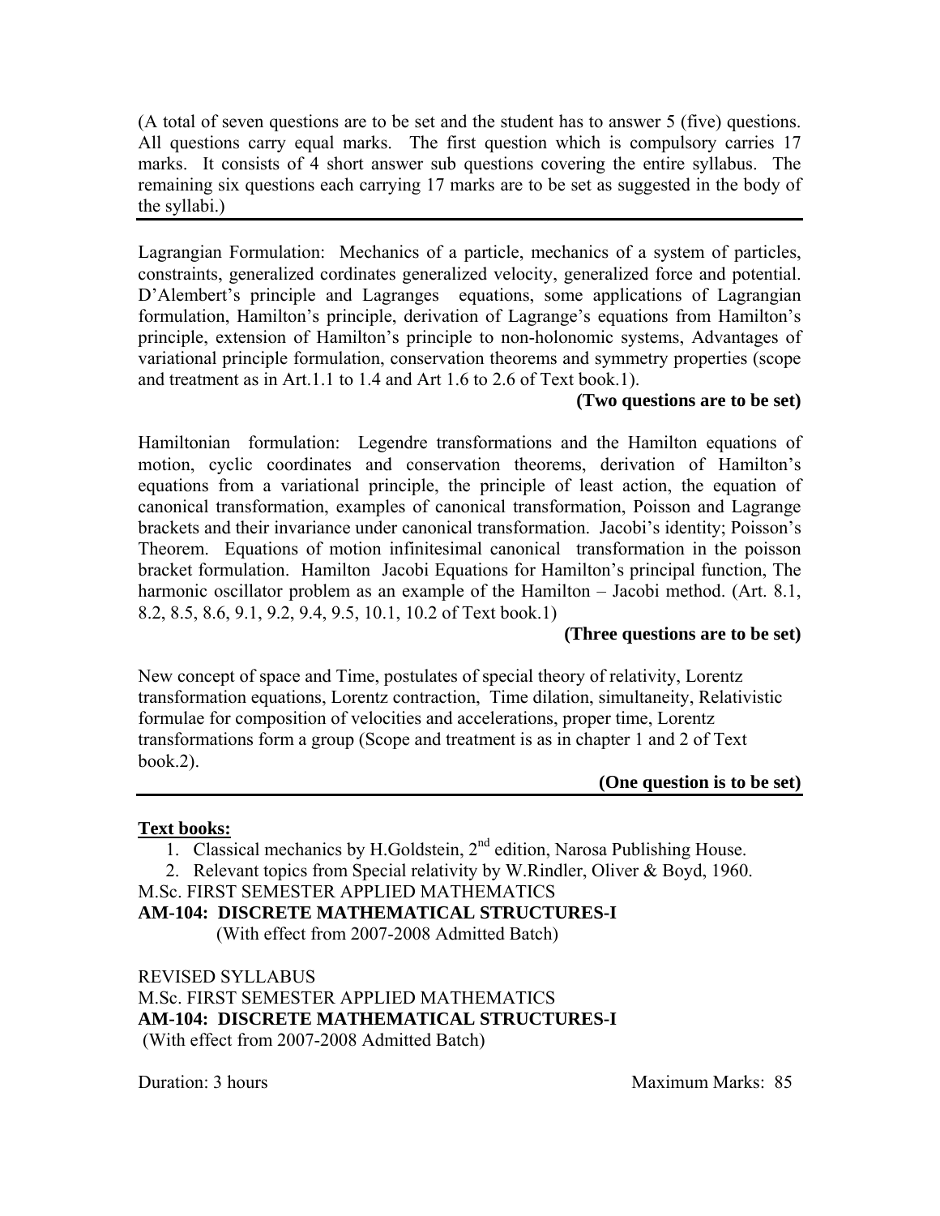(A total of seven questions are to be set and the student has to answer 5 (five) questions. All questions carry equal marks. The first question which is compulsory carries 17 marks. It consists of 4 short answer sub questions covering the entire syllabus. The remaining six questions each carrying 17 marks are to be set as suggested in the body of the syllabi.)

---

Lagrangian Formulation: Mechanics of a particle, mechanics of a system of particles, constraints, generalized cordinates generalized velocity, generalized force and potential. D'Alembert's principle and Lagranges equations, some applications of Lagrangian formulation, Hamilton's principle, derivation of Lagrange's equations from Hamilton's principle, extension of Hamilton's principle to non-holonomic systems, Advantages of variational principle formulation, conservation theorems and symmetry properties (scope and treatment as in Art.1.1 to 1.4 and Art 1.6 to 2.6 of Text book.1).

**(Two questions are to be set)**

Hamiltonian formulation: Legendre transformations and the Hamilton equations of motion, cyclic coordinates and conservation theorems, derivation of Hamilton's equations from a variational principle, the principle of least action, the equation of canonical transformation, examples of canonical transformation, Poisson and Lagrange brackets and their invariance under canonical transformation. Jacobi's identity; Poisson's Theorem. Equations of motion infinitesimal canonical transformation in the poisson bracket formulation. Hamilton Jacobi Equations for Hamilton's principal function, The harmonic oscillator problem as an example of the Hamilton – Jacobi method. (Art. 8.1, 8.2, 8.5, 8.6, 9.1, 9.2, 9.4, 9.5, 10.1, 10.2 of Text book.1)

**(Three questions are to be set)**

New concept of space and Time, postulates of special theory of relativity, Lorentz transformation equations, Lorentz contraction, Time dilation, simultaneity, Relativistic formulae for composition of velocities and accelerations, proper time, Lorentz transformations form a group (Scope and treatment is as in chapter 1 and 2 of Text book.2).

**(One question is to be set)**

---

**Text books:**

1. Classical mechanics by H.Goldstein, 2nd edition, Narosa Publishing House.
2. Relevant topics from Special relativity by W.Rindler, Oliver & Boyd, 1960.

M.Sc. FIRST SEMESTER APPLIED MATHEMATICS

**AM-104: DISCRETE MATHEMATICAL STRUCTURES-I**

(With effect from 2007-2008 Admitted Batch)

REVISED SYLLABUS

M.Sc. FIRST SEMESTER APPLIED MATHEMATICS

**AM-104: DISCRETE MATHEMATICAL STRUCTURES-I**

(With effect from 2007-2008 Admitted Batch)

Duration: 3 hours Maximum Marks: 85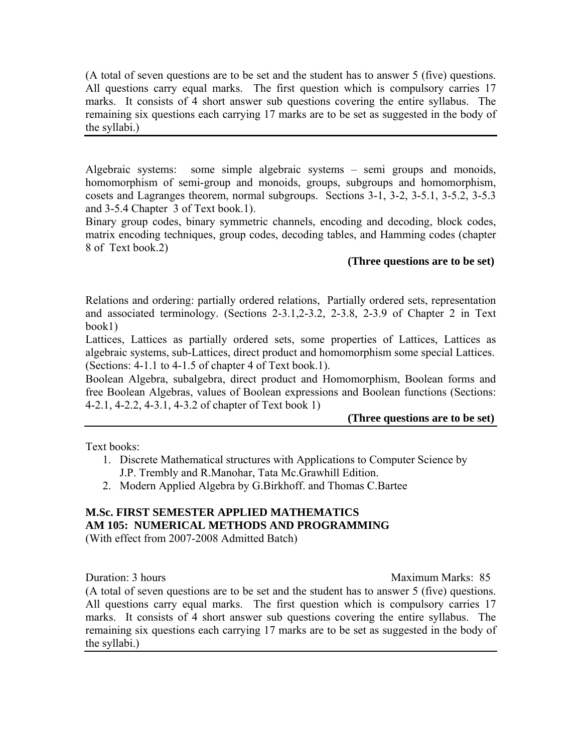(A total of seven questions are to be set and the student has to answer 5 (five) questions. All questions carry equal marks. The first question which is compulsory carries 17 marks. It consists of 4 short answer sub questions covering the entire syllabus. The remaining six questions each carrying 17 marks are to be set as suggested in the body of the syllabi.)

---

Algebraic systems: some simple algebraic systems – semi groups and monoids, homomorphism of semi-group and monoids, groups, subgroups and homomorphism, cosets and Lagranges theorem, normal subgroups. Sections 3-1, 3-2, 3-5.1, 3-5.2, 3-5.3 and 3-5.4 Chapter 3 of Text book.1).

Binary group codes, binary symmetric channels, encoding and decoding, block codes, matrix encoding techniques, group codes, decoding tables, and Hamming codes (chapter 8 of Text book.2)

**(Three questions are to be set)**

Relations and ordering: partially ordered relations, Partially ordered sets, representation and associated terminology. (Sections 2-3.1,2-3.2, 2-3.8, 2-3.9 of Chapter 2 in Text book1)

Lattices, Lattices as partially ordered sets, some properties of Lattices, Lattices as algebraic systems, sub-Lattices, direct product and homomorphism some special Lattices. (Sections: 4-1.1 to 4-1.5 of chapter 4 of Text book.1).

Boolean Algebra, subalgebra, direct product and Homomorphism, Boolean forms and free Boolean Algebras, values of Boolean expressions and Boolean functions (Sections: 4-2.1, 4-2.2, 4-3.1, 4-3.2 of chapter of Text book 1)

**(Three questions are to be set)**

---

Text books:

1. Discrete Mathematical structures with Applications to Computer Science by J.P. Trembly and R.Manohar, Tata Mc.Grawhill Edition.
2. Modern Applied Algebra by G.Birkhoff. and Thomas C.Bartee

**M.Sc. FIRST SEMESTER APPLIED MATHEMATICS**
**AM 105: NUMERICAL METHODS AND PROGRAMMING**
(With effect from 2007-2008 Admitted Batch)

Duration: 3 hours Maximum Marks: 85

(A total of seven questions are to be set and the student has to answer 5 (five) questions. All questions carry equal marks. The first question which is compulsory carries 17 marks. It consists of 4 short answer sub questions covering the entire syllabus. The remaining six questions each carrying 17 marks are to be set as suggested in the body of the syllabi.)

---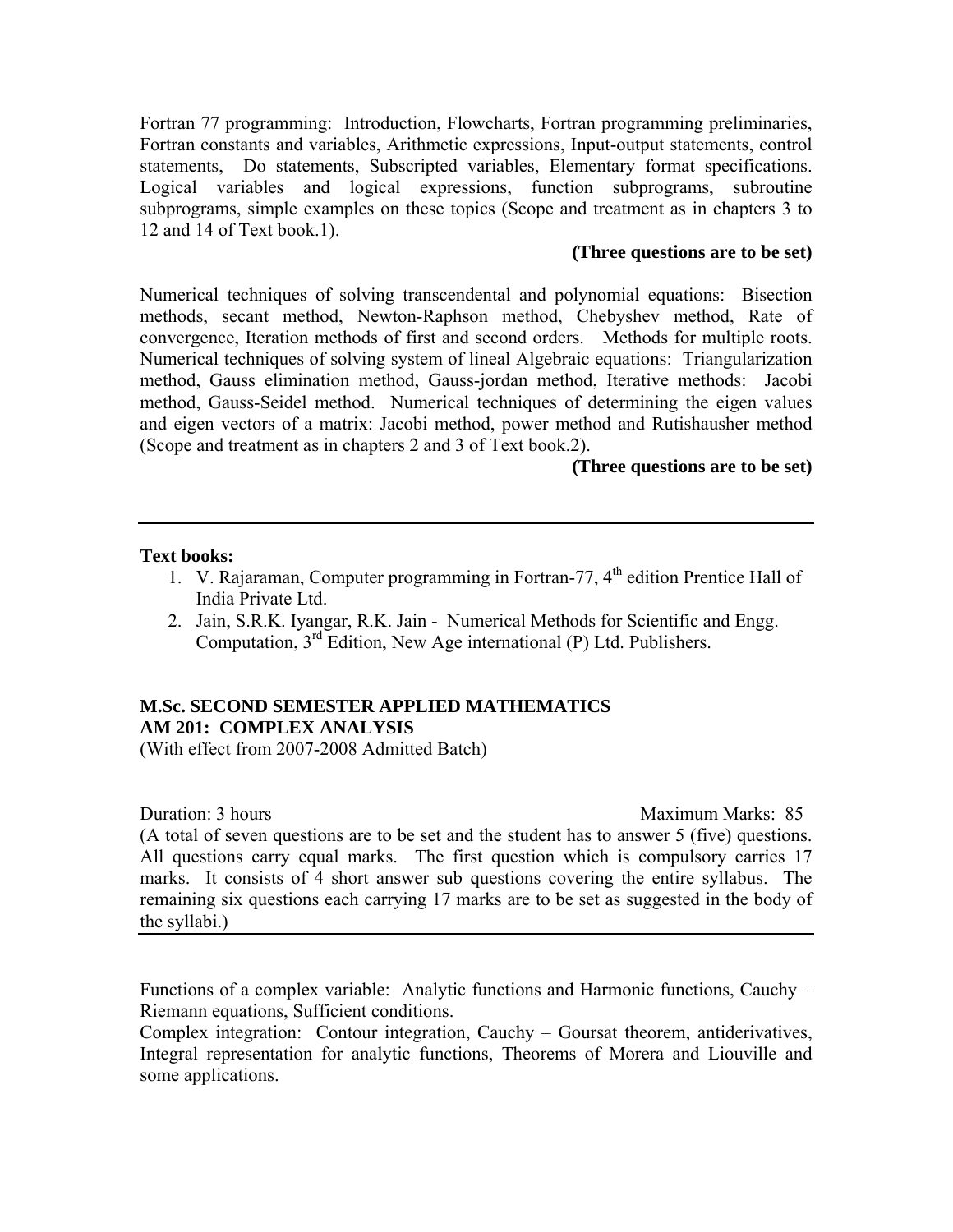Fortran 77 programming: Introduction, Flowcharts, Fortran programming preliminaries, Fortran constants and variables, Arithmetic expressions, Input-output statements, control statements, Do statements, Subscripted variables, Elementary format specifications. Logical variables and logical expressions, function subprograms, subroutine subprograms, simple examples on these topics (Scope and treatment as in chapters 3 to 12 and 14 of Text book.1).

**(Three questions are to be set)**

Numerical techniques of solving transcendental and polynomial equations: Bisection methods, secant method, Newton-Raphson method, Chebyshev method, Rate of convergence, Iteration methods of first and second orders. Methods for multiple roots. Numerical techniques of solving system of lineal Algebraic equations: Triangularization method, Gauss elimination method, Gauss-jordan method, Iterative methods: Jacobi method, Gauss-Seidel method. Numerical techniques of determining the eigen values and eigen vectors of a matrix: Jacobi method, power method and Rutishausher method (Scope and treatment as in chapters 2 and 3 of Text book.2).

**(Three questions are to be set)**

---

**Text books:**

1. V. Rajaraman, Computer programming in Fortran-77, 4th edition Prentice Hall of India Private Ltd.
2. Jain, S.R.K. Iyangar, R.K. Jain - Numerical Methods for Scientific and Engg. Computation, 3rd Edition, New Age international (P) Ltd. Publishers.

**M.Sc. SECOND SEMESTER APPLIED MATHEMATICS**
**AM 201: COMPLEX ANALYSIS**
(With effect from 2007-2008 Admitted Batch)

Duration: 3 hours | Maximum Marks: 85

(A total of seven questions are to be set and the student has to answer 5 (five) questions. All questions carry equal marks. The first question which is compulsory carries 17 marks. It consists of 4 short answer sub questions covering the entire syllabus. The remaining six questions each carrying 17 marks are to be set as suggested in the body of the syllabi.)

---

Functions of a complex variable: Analytic functions and Harmonic functions, Cauchy – Riemann equations, Sufficient conditions.

Complex integration: Contour integration, Cauchy – Goursat theorem, antiderivatives, Integral representation for analytic functions, Theorems of Morera and Liouville and some applications.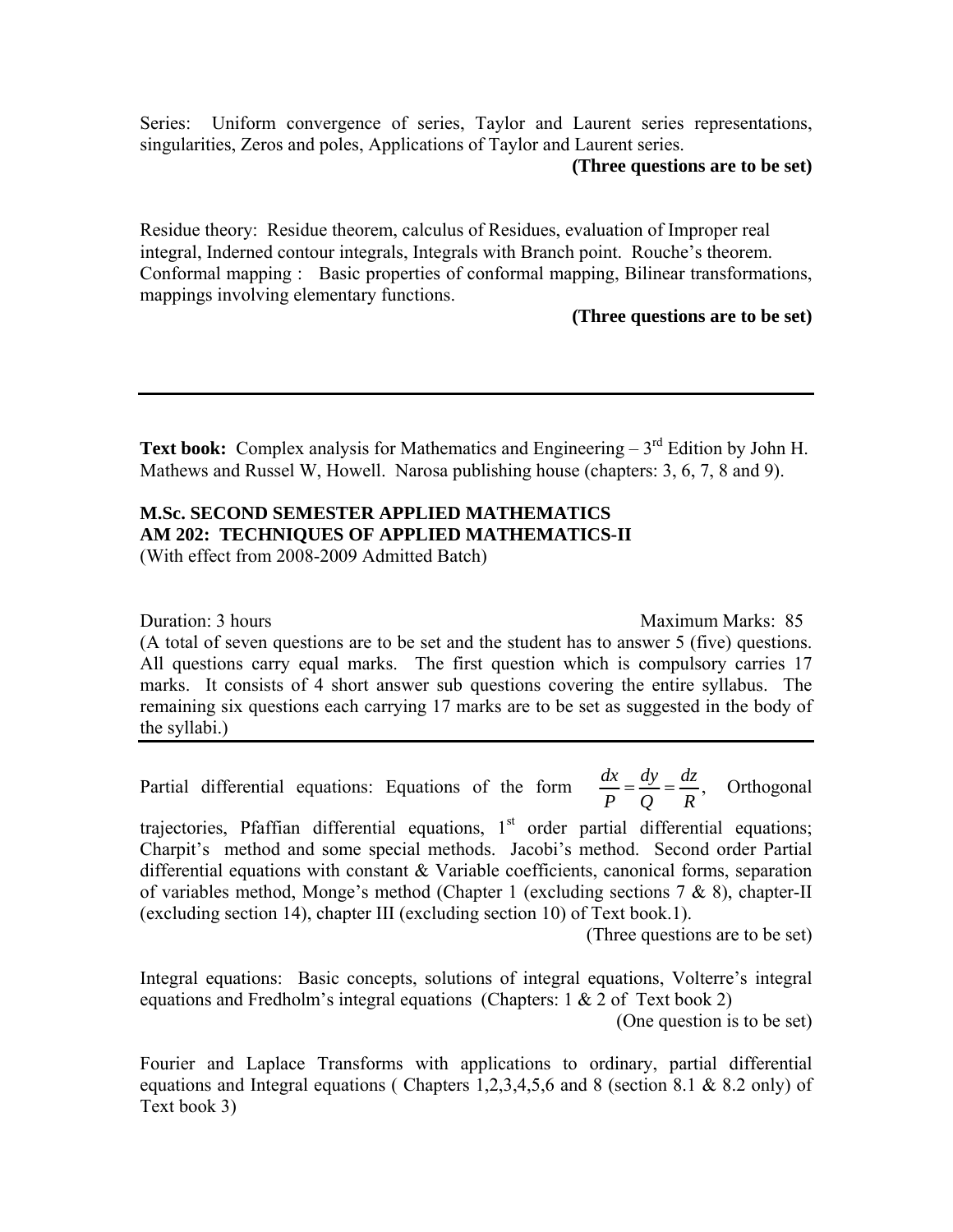Series: Uniform convergence of series, Taylor and Laurent series representations, singularities, Zeros and poles, Applications of Taylor and Laurent series.

**(Three questions are to be set)**

Residue theory: Residue theorem, calculus of Residues, evaluation of Improper real integral, Inderned contour integrals, Integrals with Branch point. Rouche's theorem. Conformal mapping : Basic properties of conformal mapping, Bilinear transformations, mappings involving elementary functions.

**(Three questions are to be set)**

---

**Text book:** Complex analysis for Mathematics and Engineering – 3rd Edition by John H. Mathews and Russel W, Howell. Narosa publishing house (chapters: 3, 6, 7, 8 and 9).

**M.Sc. SECOND SEMESTER APPLIED MATHEMATICS**
**AM 202: TECHNIQUES OF APPLIED MATHEMATICS-II**
(With effect from 2008-2009 Admitted Batch)

Duration: 3 hours Maximum Marks: 85

(A total of seven questions are to be set and the student has to answer 5 (five) questions. All questions carry equal marks. The first question which is compulsory carries 17 marks. It consists of 4 short answer sub questions covering the entire syllabus. The remaining six questions each carrying 17 marks are to be set as suggested in the body of the syllabi.)

---

Partial differential equations: Equations of the form $\frac{dx}{P} = \frac{dy}{Q} = \frac{dz}{R}$, Orthogonal trajectories, Pfaffian differential equations, 1st order partial differential equations; Charpit's method and some special methods. Jacobi's method. Second order Partial differential equations with constant & Variable coefficients, canonical forms, separation of variables method, Monge's method (Chapter 1 (excluding sections 7 & 8), chapter-II (excluding section 14), chapter III (excluding section 10) of Text book.1).

(Three questions are to be set)

Integral equations: Basic concepts, solutions of integral equations, Volterre's integral equations and Fredholm's integral equations (Chapters: 1 & 2 of Text book 2)

(One question is to be set)

Fourier and Laplace Transforms with applications to ordinary, partial differential equations and Integral equations ( Chapters 1,2,3,4,5,6 and 8 (section 8.1 & 8.2 only) of Text book 3)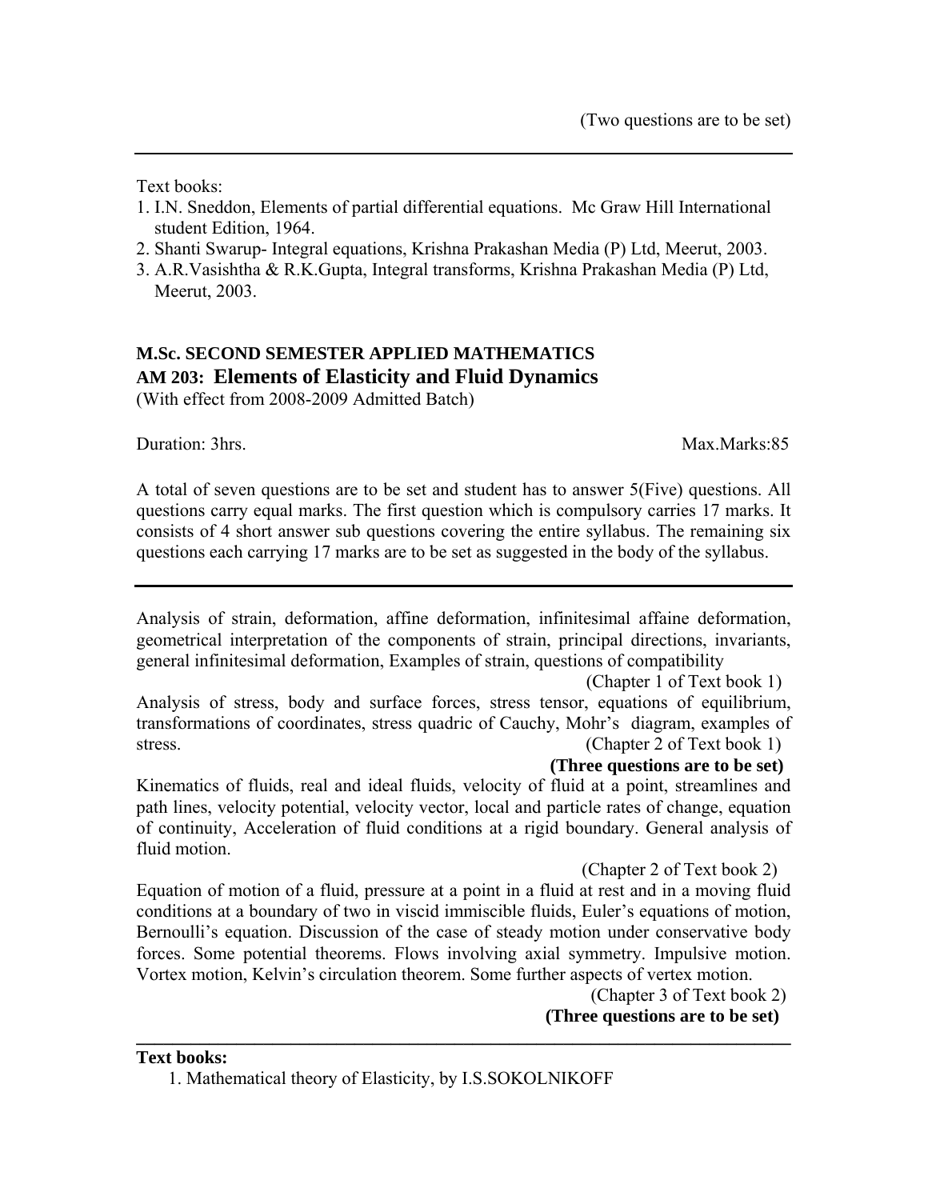(Two questions are to be set)

---

Text books:

1. I.N. Sneddon, Elements of partial differential equations. Mc Graw Hill International student Edition, 1964.
2. Shanti Swarup- Integral equations, Krishna Prakashan Media (P) Ltd, Meerut, 2003.
3. A.R.Vasishtha & R.K.Gupta, Integral transforms, Krishna Prakashan Media (P) Ltd, Meerut, 2003.

## M.Sc. SECOND SEMESTER APPLIED MATHEMATICS

## AM 203: Elements of Elasticity and Fluid Dynamics

(With effect from 2008-2009 Admitted Batch)

Duration: 3hrs. Max.Marks:85

A total of seven questions are to be set and student has to answer 5(Five) questions. All questions carry equal marks. The first question which is compulsory carries 17 marks. It consists of 4 short answer sub questions covering the entire syllabus. The remaining six questions each carrying 17 marks are to be set as suggested in the body of the syllabus.

---

Analysis of strain, deformation, affine deformation, infinitesimal affaine deformation, geometrical interpretation of the components of strain, principal directions, invariants, general infinitesimal deformation, Examples of strain, questions of compatibility

(Chapter 1 of Text book 1)

Analysis of stress, body and surface forces, stress tensor, equations of equilibrium, transformations of coordinates, stress quadric of Cauchy, Mohr's diagram, examples of stress. (Chapter 2 of Text book 1)

**(Three questions are to be set)**

Kinematics of fluids, real and ideal fluids, velocity of fluid at a point, streamlines and path lines, velocity potential, velocity vector, local and particle rates of change, equation of continuity, Acceleration of fluid conditions at a rigid boundary. General analysis of fluid motion.

(Chapter 2 of Text book 2)

Equation of motion of a fluid, pressure at a point in a fluid at rest and in a moving fluid conditions at a boundary of two in viscid immiscible fluids, Euler's equations of motion, Bernoulli's equation. Discussion of the case of steady motion under conservative body forces. Some potential theorems. Flows involving axial symmetry. Impulsive motion. Vortex motion, Kelvin's circulation theorem. Some further aspects of vertex motion.

(Chapter 3 of Text book 2)

**(Three questions are to be set)**

---

**Text books:**

1. Mathematical theory of Elasticity, by I.S.SOKOLNIKOFF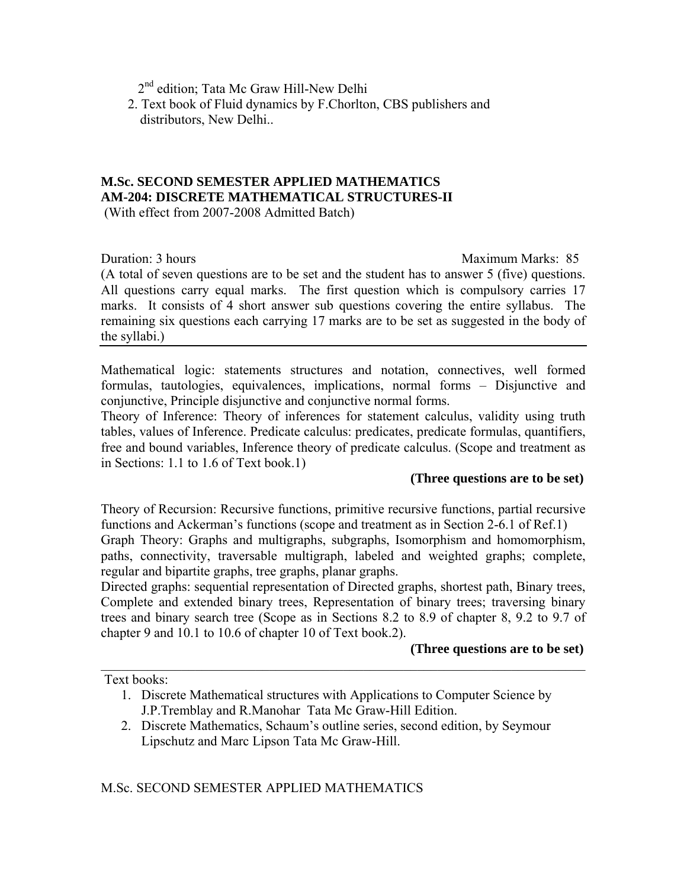2nd edition; Tata Mc Graw Hill-New Delhi

2. Text book of Fluid dynamics by F.Chorlton, CBS publishers and distributors, New Delhi..

**M.Sc. SECOND SEMESTER APPLIED MATHEMATICS**
**AM-204: DISCRETE MATHEMATICAL STRUCTURES-II**
(With effect from 2007-2008 Admitted Batch)

Duration: 3 hours Maximum Marks: 85

(A total of seven questions are to be set and the student has to answer 5 (five) questions. All questions carry equal marks. The first question which is compulsory carries 17 marks. It consists of 4 short answer sub questions covering the entire syllabus. The remaining six questions each carrying 17 marks are to be set as suggested in the body of the syllabi.)

---

Mathematical logic: statements structures and notation, connectives, well formed formulas, tautologies, equivalences, implications, normal forms – Disjunctive and conjunctive, Principle disjunctive and conjunctive normal forms.

Theory of Inference: Theory of inferences for statement calculus, validity using truth tables, values of Inference. Predicate calculus: predicates, predicate formulas, quantifiers, free and bound variables, Inference theory of predicate calculus. (Scope and treatment as in Sections: 1.1 to 1.6 of Text book.1)

**(Three questions are to be set)**

Theory of Recursion: Recursive functions, primitive recursive functions, partial recursive functions and Ackerman's functions (scope and treatment as in Section 2-6.1 of Ref.1)

Graph Theory: Graphs and multigraphs, subgraphs, Isomorphism and homomorphism, paths, connectivity, traversable multigraph, labeled and weighted graphs; complete, regular and bipartite graphs, tree graphs, planar graphs.

Directed graphs: sequential representation of Directed graphs, shortest path, Binary trees, Complete and extended binary trees, Representation of binary trees; traversing binary trees and binary search tree (Scope as in Sections 8.2 to 8.9 of chapter 8, 9.2 to 9.7 of chapter 9 and 10.1 to 10.6 of chapter 10 of Text book.2).

**(Three questions are to be set)**

---

Text books:

1. Discrete Mathematical structures with Applications to Computer Science by J.P.Tremblay and R.Manohar Tata Mc Graw-Hill Edition.
2. Discrete Mathematics, Schaum's outline series, second edition, by Seymour Lipschutz and Marc Lipson Tata Mc Graw-Hill.

M.Sc. SECOND SEMESTER APPLIED MATHEMATICS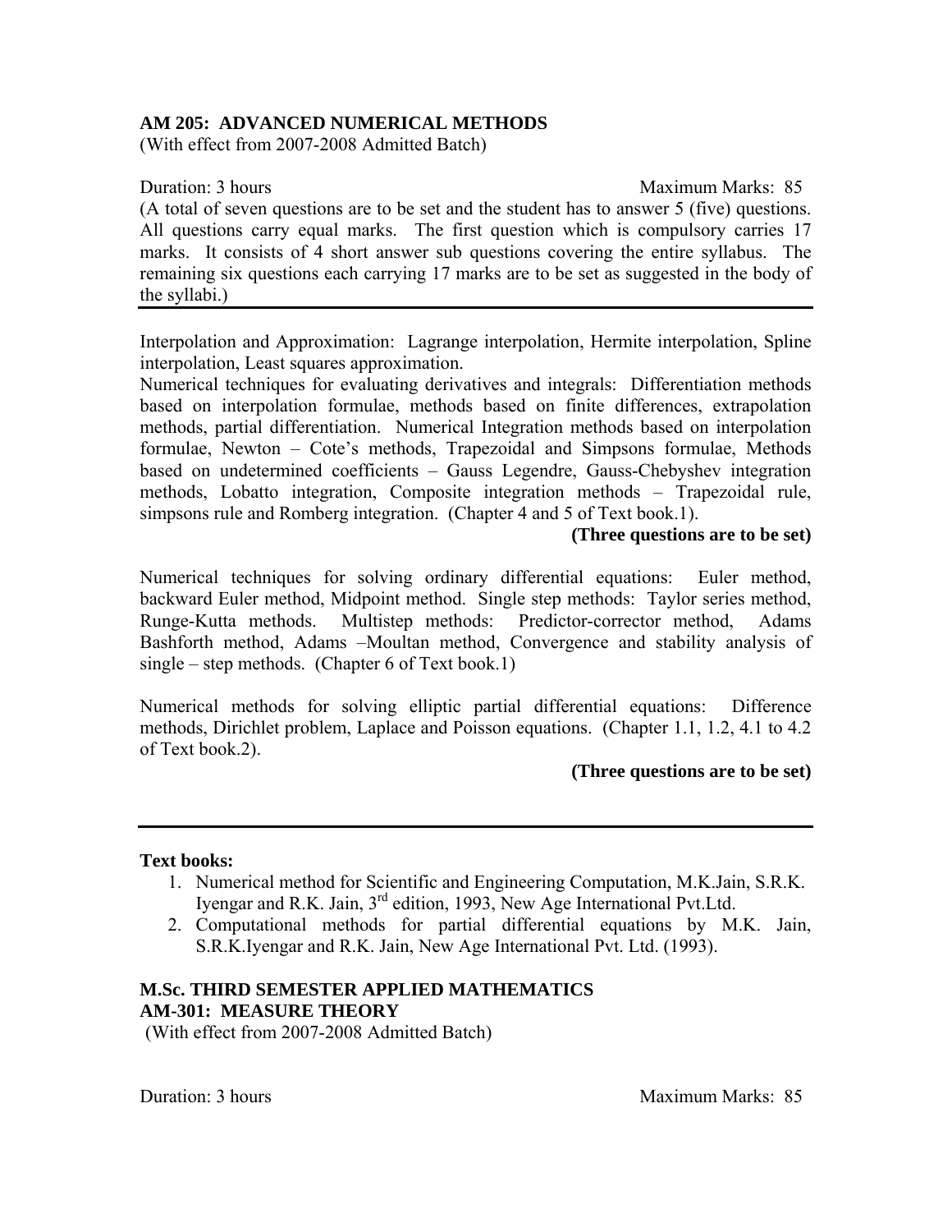**AM 205: ADVANCED NUMERICAL METHODS**
(With effect from 2007-2008 Admitted Batch)

Duration: 3 hours Maximum Marks: 85

(A total of seven questions are to be set and the student has to answer 5 (five) questions. All questions carry equal marks. The first question which is compulsory carries 17 marks. It consists of 4 short answer sub questions covering the entire syllabus. The remaining six questions each carrying 17 marks are to be set as suggested in the body of the syllabi.)

---

Interpolation and Approximation: Lagrange interpolation, Hermite interpolation, Spline interpolation, Least squares approximation.
Numerical techniques for evaluating derivatives and integrals: Differentiation methods based on interpolation formulae, methods based on finite differences, extrapolation methods, partial differentiation. Numerical Integration methods based on interpolation formulae, Newton – Cote's methods, Trapezoidal and Simpsons formulae, Methods based on undetermined coefficients – Gauss Legendre, Gauss-Chebyshev integration methods, Lobatto integration, Composite integration methods – Trapezoidal rule, simpsons rule and Romberg integration. (Chapter 4 and 5 of Text book.1).

**(Three questions are to be set)**

Numerical techniques for solving ordinary differential equations: Euler method, backward Euler method, Midpoint method. Single step methods: Taylor series method, Runge-Kutta methods. Multistep methods: Predictor-corrector method, Adams Bashforth method, Adams –Moultan method, Convergence and stability analysis of single – step methods. (Chapter 6 of Text book.1)

Numerical methods for solving elliptic partial differential equations: Difference methods, Dirichlet problem, Laplace and Poisson equations. (Chapter 1.1, 1.2, 4.1 to 4.2 of Text book.2).

**(Three questions are to be set)**

---

**Text books:**

1. Numerical method for Scientific and Engineering Computation, M.K.Jain, S.R.K. Iyengar and R.K. Jain, 3rd edition, 1993, New Age International Pvt.Ltd.
2. Computational methods for partial differential equations by M.K. Jain, S.R.K.Iyengar and R.K. Jain, New Age International Pvt. Ltd. (1993).

**M.Sc. THIRD SEMESTER APPLIED MATHEMATICS**
**AM-301: MEASURE THEORY**
(With effect from 2007-2008 Admitted Batch)

Duration: 3 hours Maximum Marks: 85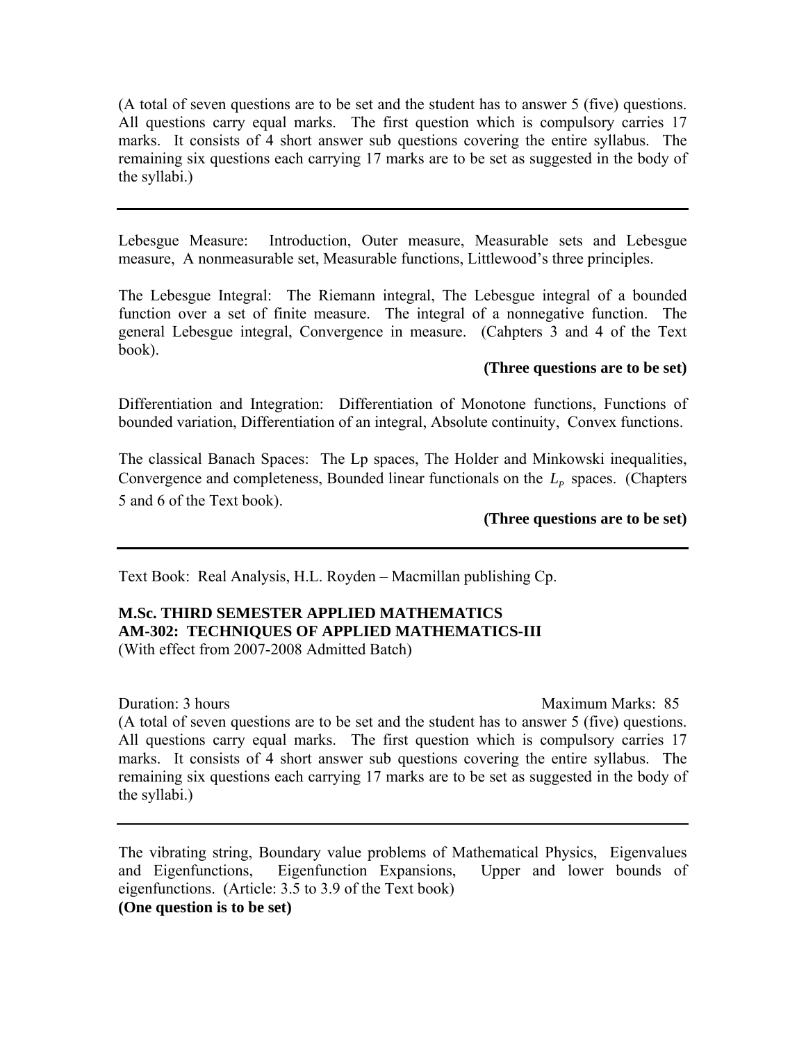(A total of seven questions are to be set and the student has to answer 5 (five) questions. All questions carry equal marks. The first question which is compulsory carries 17 marks. It consists of 4 short answer sub questions covering the entire syllabus. The remaining six questions each carrying 17 marks are to be set as suggested in the body of the syllabi.)

---

Lebesgue Measure: Introduction, Outer measure, Measurable sets and Lebesgue measure, A nonmeasurable set, Measurable functions, Littlewood's three principles.

The Lebesgue Integral: The Riemann integral, The Lebesgue integral of a bounded function over a set of finite measure. The integral of a nonnegative function. The general Lebesgue integral, Convergence in measure. (Cahpters 3 and 4 of the Text book).

**(Three questions are to be set)**

Differentiation and Integration: Differentiation of Monotone functions, Functions of bounded variation, Differentiation of an integral, Absolute continuity, Convex functions.

The classical Banach Spaces: The Lp spaces, The Holder and Minkowski inequalities, Convergence and completeness, Bounded linear functionals on the $L_p$ spaces. (Chapters 5 and 6 of the Text book).

**(Three questions are to be set)**

---

Text Book: Real Analysis, H.L. Royden – Macmillan publishing Cp.

**M.Sc. THIRD SEMESTER APPLIED MATHEMATICS**
**AM-302: TECHNIQUES OF APPLIED MATHEMATICS-III**
(With effect from 2007-2008 Admitted Batch)

Duration: 3 hours Maximum Marks: 85

(A total of seven questions are to be set and the student has to answer 5 (five) questions. All questions carry equal marks. The first question which is compulsory carries 17 marks. It consists of 4 short answer sub questions covering the entire syllabus. The remaining six questions each carrying 17 marks are to be set as suggested in the body of the syllabi.)

---

The vibrating string, Boundary value problems of Mathematical Physics, Eigenvalues and Eigenfunctions, Eigenfunction Expansions, Upper and lower bounds of eigenfunctions. (Article: 3.5 to 3.9 of the Text book)

**(One question is to be set)**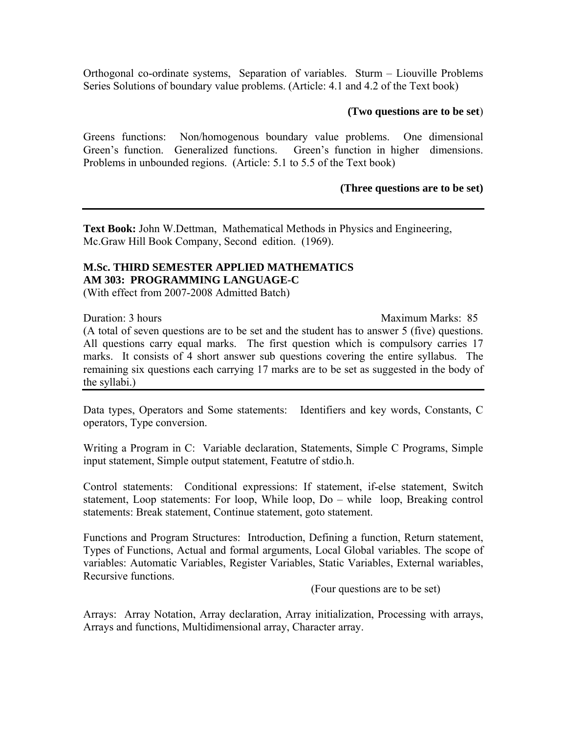Orthogonal co-ordinate systems, Separation of variables. Sturm – Liouville Problems Series Solutions of boundary value problems. (Article: 4.1 and 4.2 of the Text book)

**(Two questions are to be set)**

Greens functions: Non/homogenous boundary value problems. One dimensional Green's function. Generalized functions. Green's function in higher dimensions. Problems in unbounded regions. (Article: 5.1 to 5.5 of the Text book)

**(Three questions are to be set)**

---

**Text Book:** John W.Dettman, Mathematical Methods in Physics and Engineering, Mc.Graw Hill Book Company, Second edition. (1969).

**M.Sc. THIRD SEMESTER APPLIED MATHEMATICS**
**AM 303: PROGRAMMING LANGUAGE-C**
(With effect from 2007-2008 Admitted Batch)

Duration: 3 hours Maximum Marks: 85

(A total of seven questions are to be set and the student has to answer 5 (five) questions. All questions carry equal marks. The first question which is compulsory carries 17 marks. It consists of 4 short answer sub questions covering the entire syllabus. The remaining six questions each carrying 17 marks are to be set as suggested in the body of the syllabi.)

---

Data types, Operators and Some statements: Identifiers and key words, Constants, C operators, Type conversion.

Writing a Program in C: Variable declaration, Statements, Simple C Programs, Simple input statement, Simple output statement, Featutre of stdio.h.

Control statements: Conditional expressions: If statement, if-else statement, Switch statement, Loop statements: For loop, While loop, Do – while loop, Breaking control statements: Break statement, Continue statement, goto statement.

Functions and Program Structures: Introduction, Defining a function, Return statement, Types of Functions, Actual and formal arguments, Local Global variables. The scope of variables: Automatic Variables, Register Variables, Static Variables, External wariables, Recursive functions.

(Four questions are to be set)

Arrays: Array Notation, Array declaration, Array initialization, Processing with arrays, Arrays and functions, Multidimensional array, Character array.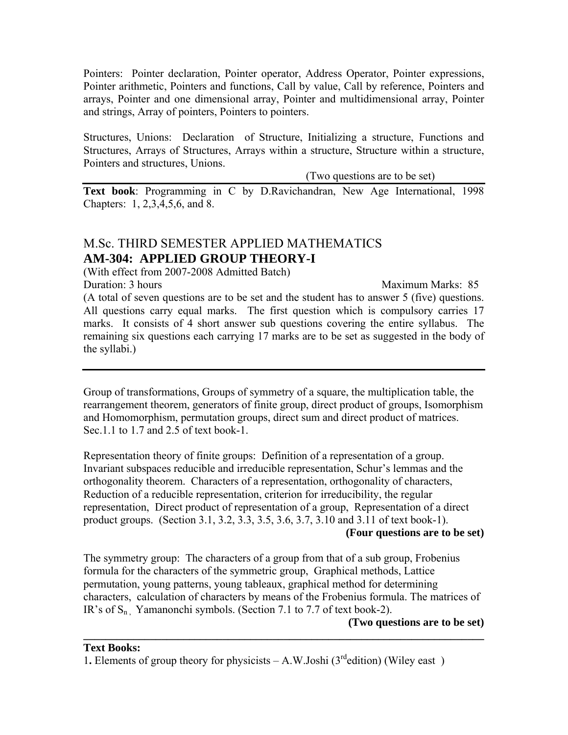Pointers: Pointer declaration, Pointer operator, Address Operator, Pointer expressions, Pointer arithmetic, Pointers and functions, Call by value, Call by reference, Pointers and arrays, Pointer and one dimensional array, Pointer and multidimensional array, Pointer and strings, Array of pointers, Pointers to pointers.

Structures, Unions: Declaration of Structure, Initializing a structure, Functions and Structures, Arrays of Structures, Arrays within a structure, Structure within a structure, Pointers and structures, Unions.

(Two questions are to be set)

**Text book**: Programming in C by D.Ravichandran, New Age International, 1998 Chapters: 1, 2,3,4,5,6, and 8.

## M.Sc. THIRD SEMESTER APPLIED MATHEMATICS

## AM-304: APPLIED GROUP THEORY-I

(With effect from 2007-2008 Admitted Batch)

Duration: 3 hours    Maximum Marks: 85

(A total of seven questions are to be set and the student has to answer 5 (five) questions. All questions carry equal marks. The first question which is compulsory carries 17 marks. It consists of 4 short answer sub questions covering the entire syllabus. The remaining six questions each carrying 17 marks are to be set as suggested in the body of the syllabi.)

---

Group of transformations, Groups of symmetry of a square, the multiplication table, the rearrangement theorem, generators of finite group, direct product of groups, Isomorphism and Homomorphism, permutation groups, direct sum and direct product of matrices. Sec.1.1 to 1.7 and 2.5 of text book-1.

Representation theory of finite groups: Definition of a representation of a group. Invariant subspaces reducible and irreducible representation, Schur's lemmas and the orthogonality theorem. Characters of a representation, orthogonality of characters, Reduction of a reducible representation, criterion for irreducibility, the regular representation, Direct product of representation of a group, Representation of a direct product groups. (Section 3.1, 3.2, 3.3, 3.5, 3.6, 3.7, 3.10 and 3.11 of text book-1).

**(Four questions are to be set)**

The symmetry group: The characters of a group from that of a sub group, Frobenius formula for the characters of the symmetric group, Graphical methods, Lattice permutation, young patterns, young tableaux, graphical method for determining characters, calculation of characters by means of the Frobenius formula. The matrices of IR's of $S_n$, Yamanonchi symbols. (Section 7.1 to 7.7 of text book-2).

**(Two questions are to be set)**

---

**Text Books:**

1. Elements of group theory for physicists – A.W.Joshi (3rd edition) (Wiley east )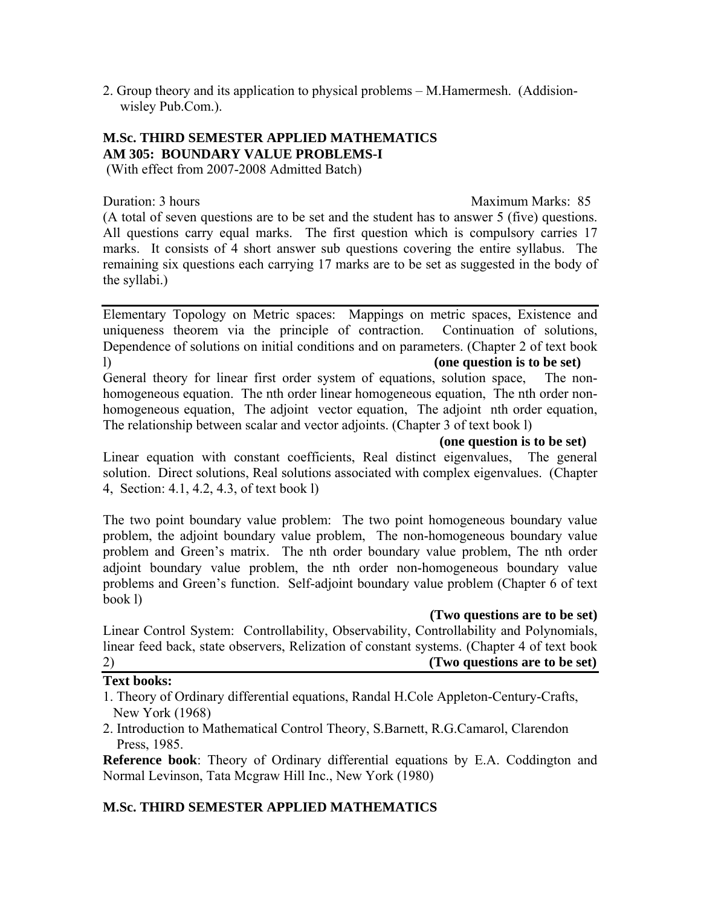2. Group theory and its application to physical problems – M.Hamermesh. (Addision-wisley Pub.Com.).

## M.Sc. THIRD SEMESTER APPLIED MATHEMATICS
## AM 305: BOUNDARY VALUE PROBLEMS-I

(With effect from 2007-2008 Admitted Batch)

Duration: 3 hours Maximum Marks: 85

(A total of seven questions are to be set and the student has to answer 5 (five) questions. All questions carry equal marks. The first question which is compulsory carries 17 marks. It consists of 4 short answer sub questions covering the entire syllabus. The remaining six questions each carrying 17 marks are to be set as suggested in the body of the syllabi.)

---

Elementary Topology on Metric spaces: Mappings on metric spaces, Existence and uniqueness theorem via the principle of contraction. Continuation of solutions, Dependence of solutions on initial conditions and on parameters. (Chapter 2 of text book l) **(one question is to be set)**

General theory for linear first order system of equations, solution space, The non-homogeneous equation. The nth order linear homogeneous equation, The nth order non-homogeneous equation, The adjoint vector equation, The adjoint nth order equation, The relationship between scalar and vector adjoints. (Chapter 3 of text book l)

**(one question is to be set)**

Linear equation with constant coefficients, Real distinct eigenvalues, The general solution. Direct solutions, Real solutions associated with complex eigenvalues. (Chapter 4, Section: 4.1, 4.2, 4.3, of text book l)

The two point boundary value problem: The two point homogeneous boundary value problem, the adjoint boundary value problem, The non-homogeneous boundary value problem and Green's matrix. The nth order boundary value problem, The nth order adjoint boundary value problem, the nth order non-homogeneous boundary value problems and Green's function. Self-adjoint boundary value problem (Chapter 6 of text book l)

**(Two questions are to be set)**

Linear Control System: Controllability, Observability, Controllability and Polynomials, linear feed back, state observers, Relization of constant systems. (Chapter 4 of text book 2) **(Two questions are to be set)**

---

**Text books:**

1. Theory of Ordinary differential equations, Randal H.Cole Appleton-Century-Crafts, New York (1968)
2. Introduction to Mathematical Control Theory, S.Barnett, R.G.Camarol, Clarendon Press, 1985.

**Reference book**: Theory of Ordinary differential equations by E.A. Coddington and Normal Levinson, Tata Mcgraw Hill Inc., New York (1980)

## M.Sc. THIRD SEMESTER APPLIED MATHEMATICS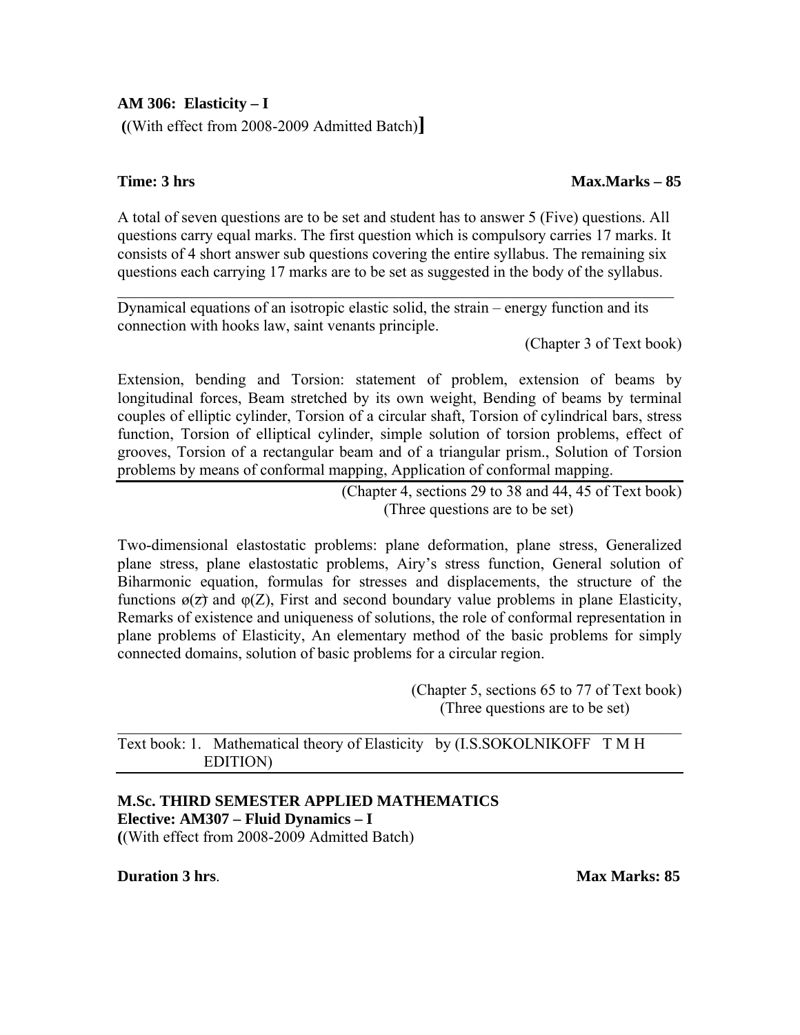**AM 306: Elasticity – I**

**(**(With effect from 2008-2009 Admitted Batch)**]**

**Time: 3 hrs** **Max.Marks – 85**

A total of seven questions are to be set and student has to answer 5 (Five) questions. All questions carry equal marks. The first question which is compulsory carries 17 marks. It consists of 4 short answer sub questions covering the entire syllabus. The remaining six questions each carrying 17 marks are to be set as suggested in the body of the syllabus.

---

Dynamical equations of an isotropic elastic solid, the strain – energy function and its connection with hooks law, saint venants principle.

(Chapter 3 of Text book)

Extension, bending and Torsion: statement of problem, extension of beams by longitudinal forces, Beam stretched by its own weight, Bending of beams by terminal couples of elliptic cylinder, Torsion of a circular shaft, Torsion of cylindrical bars, stress function, Torsion of elliptical cylinder, simple solution of torsion problems, effect of grooves, Torsion of a rectangular beam and of a triangular prism., Solution of Torsion problems by means of conformal mapping, Application of conformal mapping.

---

(Chapter 4, sections 29 to 38 and 44, 45 of Text book)
(Three questions are to be set)

Two-dimensional elastostatic problems: plane deformation, plane stress, Generalized plane stress, plane elastostatic problems, Airy's stress function, General solution of Biharmonic equation, formulas for stresses and displacements, the structure of the functions $\phi(\bar{z})$ and $\varphi(Z)$, First and second boundary value problems in plane Elasticity, Remarks of existence and uniqueness of solutions, the role of conformal representation in plane problems of Elasticity, An elementary method of the basic problems for simply connected domains, solution of basic problems for a circular region.

(Chapter 5, sections 65 to 77 of Text book)
(Three questions are to be set)

---

Text book: 1. Mathematical theory of Elasticity by (I.S.SOKOLNIKOFF T M H EDITION)

---

**M.Sc. THIRD SEMESTER APPLIED MATHEMATICS**
**Elective: AM307 – Fluid Dynamics – I**
**(**(With effect from 2008-2009 Admitted Batch)

**Duration 3 hrs**. **Max Marks: 85**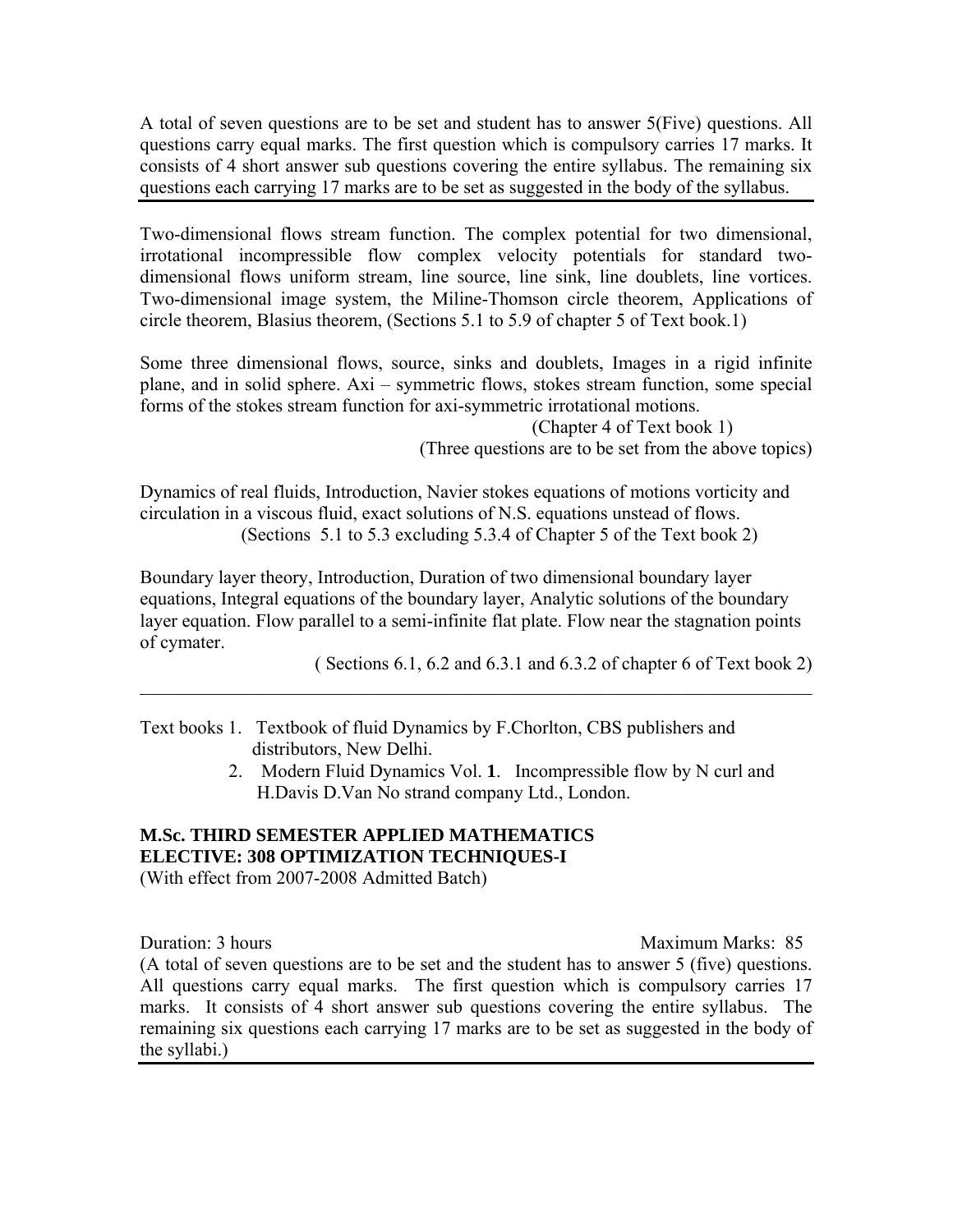A total of seven questions are to be set and student has to answer 5(Five) questions. All questions carry equal marks. The first question which is compulsory carries 17 marks. It consists of 4 short answer sub questions covering the entire syllabus. The remaining six questions each carrying 17 marks are to be set as suggested in the body of the syllabus.

---

Two-dimensional flows stream function. The complex potential for two dimensional, irrotational incompressible flow complex velocity potentials for standard two-dimensional flows uniform stream, line source, line sink, line doublets, line vortices. Two-dimensional image system, the Miline-Thomson circle theorem, Applications of circle theorem, Blasius theorem, (Sections 5.1 to 5.9 of chapter 5 of Text book.1)

Some three dimensional flows, source, sinks and doublets, Images in a rigid infinite plane, and in solid sphere. Axi – symmetric flows, stokes stream function, some special forms of the stokes stream function for axi-symmetric irrotational motions.

(Chapter 4 of Text book 1)

(Three questions are to be set from the above topics)

Dynamics of real fluids, Introduction, Navier stokes equations of motions vorticity and circulation in a viscous fluid, exact solutions of N.S. equations unstead of flows.

(Sections 5.1 to 5.3 excluding 5.3.4 of Chapter 5 of the Text book 2)

Boundary layer theory, Introduction, Duration of two dimensional boundary layer equations, Integral equations of the boundary layer, Analytic solutions of the boundary layer equation. Flow parallel to a semi-infinite flat plate. Flow near the stagnation points of cymater.

( Sections 6.1, 6.2 and 6.3.1 and 6.3.2 of chapter 6 of Text book 2)

---

Text books 1. Textbook of fluid Dynamics by F.Chorlton, CBS publishers and distributors, New Delhi.

2. Modern Fluid Dynamics Vol. **1**. Incompressible flow by N curl and H.Davis D.Van No strand company Ltd., London.

**M.Sc. THIRD SEMESTER APPLIED MATHEMATICS**
**ELECTIVE: 308 OPTIMIZATION TECHNIQUES-I**
(With effect from 2007-2008 Admitted Batch)

Duration: 3 hours Maximum Marks: 85

(A total of seven questions are to be set and the student has to answer 5 (five) questions. All questions carry equal marks. The first question which is compulsory carries 17 marks. It consists of 4 short answer sub questions covering the entire syllabus. The remaining six questions each carrying 17 marks are to be set as suggested in the body of the syllabi.)

---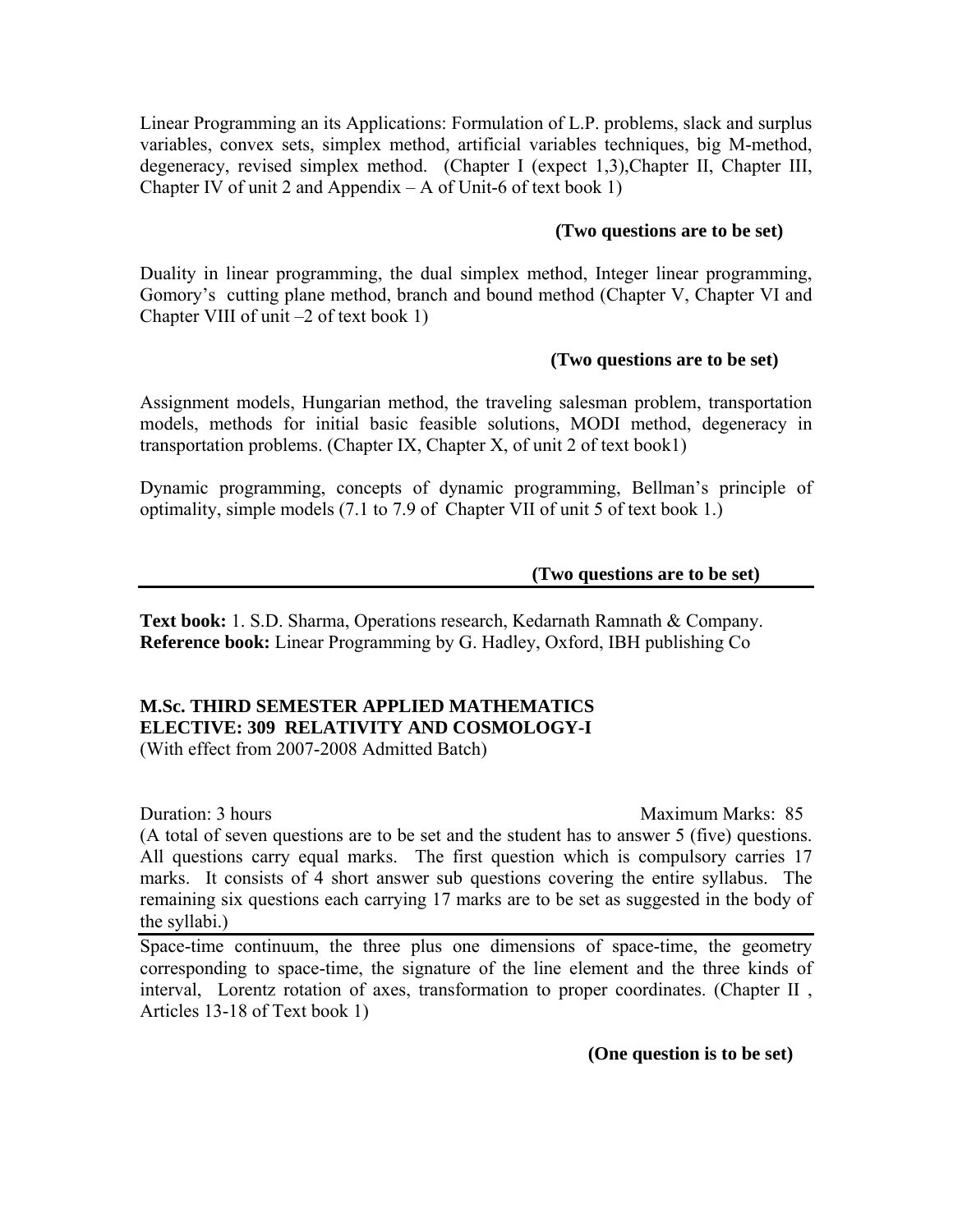Linear Programming an its Applications: Formulation of L.P. problems, slack and surplus variables, convex sets, simplex method, artificial variables techniques, big M-method, degeneracy, revised simplex method. (Chapter I (expect 1,3),Chapter II, Chapter III, Chapter IV of unit 2 and Appendix – A of Unit-6 of text book 1)

**(Two questions are to be set)**

Duality in linear programming, the dual simplex method, Integer linear programming, Gomory's cutting plane method, branch and bound method (Chapter V, Chapter VI and Chapter VIII of unit –2 of text book 1)

**(Two questions are to be set)**

Assignment models, Hungarian method, the traveling salesman problem, transportation models, methods for initial basic feasible solutions, MODI method, degeneracy in transportation problems. (Chapter IX, Chapter X, of unit 2 of text book1)

Dynamic programming, concepts of dynamic programming, Bellman's principle of optimality, simple models (7.1 to 7.9 of Chapter VII of unit 5 of text book 1.)

**(Two questions are to be set)**

---

**Text book:** 1. S.D. Sharma, Operations research, Kedarnath Ramnath & Company.
**Reference book:** Linear Programming by G. Hadley, Oxford, IBH publishing Co

**M.Sc. THIRD SEMESTER APPLIED MATHEMATICS**
**ELECTIVE: 309 RELATIVITY AND COSMOLOGY-I**
(With effect from 2007-2008 Admitted Batch)

Duration: 3 hours Maximum Marks: 85

(A total of seven questions are to be set and the student has to answer 5 (five) questions. All questions carry equal marks. The first question which is compulsory carries 17 marks. It consists of 4 short answer sub questions covering the entire syllabus. The remaining six questions each carrying 17 marks are to be set as suggested in the body of the syllabi.)

---

Space-time continuum, the three plus one dimensions of space-time, the geometry corresponding to space-time, the signature of the line element and the three kinds of interval, Lorentz rotation of axes, transformation to proper coordinates. (Chapter II , Articles 13-18 of Text book 1)

**(One question is to be set)**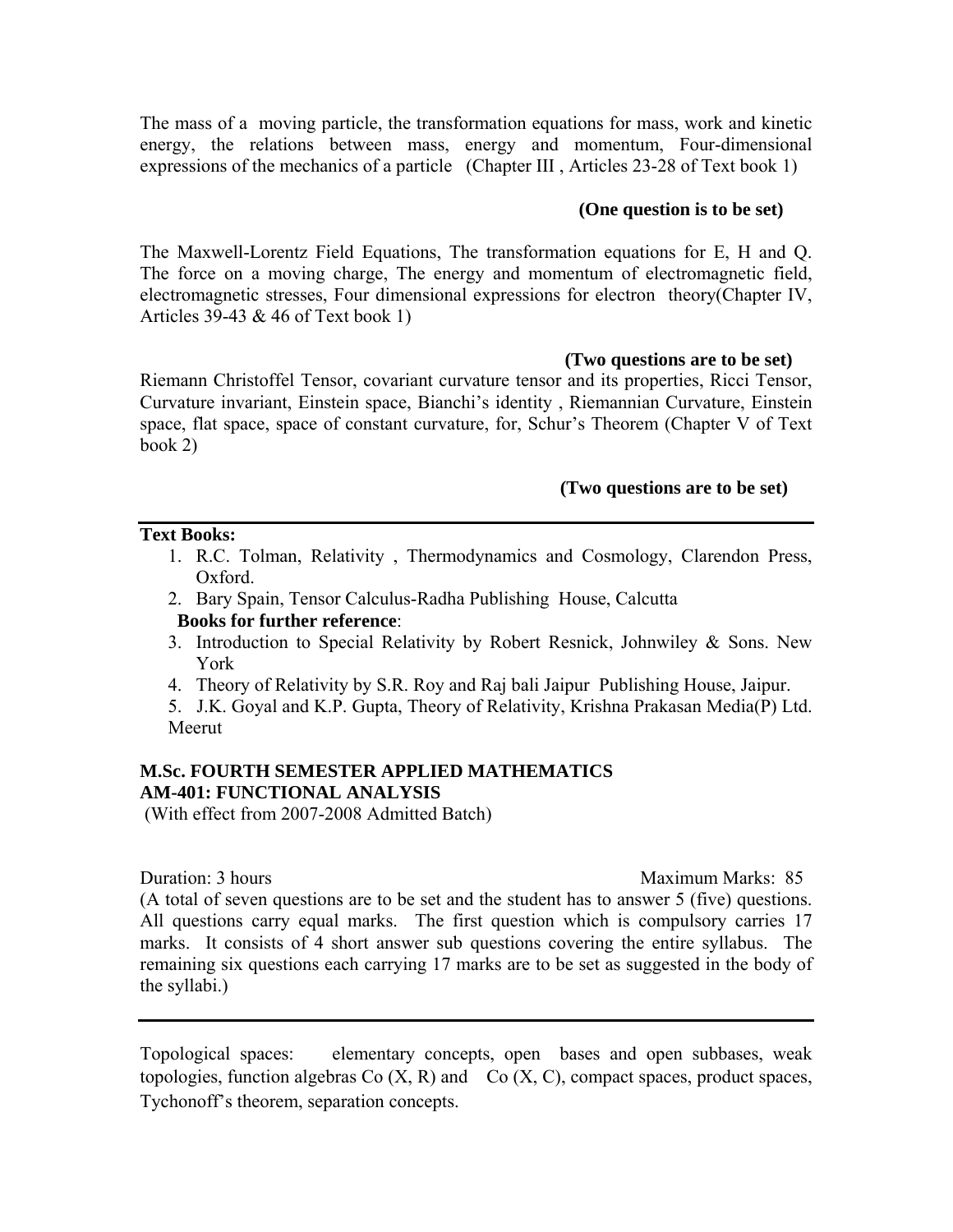The mass of a moving particle, the transformation equations for mass, work and kinetic energy, the relations between mass, energy and momentum, Four-dimensional expressions of the mechanics of a particle (Chapter III , Articles 23-28 of Text book 1)

**(One question is to be set)**

The Maxwell-Lorentz Field Equations, The transformation equations for E, H and Q. The force on a moving charge, The energy and momentum of electromagnetic field, electromagnetic stresses, Four dimensional expressions for electron theory(Chapter IV, Articles 39-43 & 46 of Text book 1)

**(Two questions are to be set)**

Riemann Christoffel Tensor, covariant curvature tensor and its properties, Ricci Tensor, Curvature invariant, Einstein space, Bianchi's identity , Riemannian Curvature, Einstein space, flat space, space of constant curvature, for, Schur's Theorem (Chapter V of Text book 2)

**(Two questions are to be set)**

---

**Text Books:**

1. R.C. Tolman, Relativity , Thermodynamics and Cosmology, Clarendon Press, Oxford.
2. Bary Spain, Tensor Calculus-Radha Publishing House, Calcutta

**Books for further reference**:

3. Introduction to Special Relativity by Robert Resnick, Johnwiley & Sons. New York
4. Theory of Relativity by S.R. Roy and Raj bali Jaipur Publishing House, Jaipur.
5. J.K. Goyal and K.P. Gupta, Theory of Relativity, Krishna Prakasan Media(P) Ltd. Meerut

**M.Sc. FOURTH SEMESTER APPLIED MATHEMATICS**
**AM-401: FUNCTIONAL ANALYSIS**
(With effect from 2007-2008 Admitted Batch)

Duration: 3 hours Maximum Marks: 85

(A total of seven questions are to be set and the student has to answer 5 (five) questions. All questions carry equal marks. The first question which is compulsory carries 17 marks. It consists of 4 short answer sub questions covering the entire syllabus. The remaining six questions each carrying 17 marks are to be set as suggested in the body of the syllabi.)

---

Topological spaces: elementary concepts, open bases and open subbases, weak topologies, function algebras Co (X, R) and Co (X, C), compact spaces, product spaces, Tychonoff's theorem, separation concepts.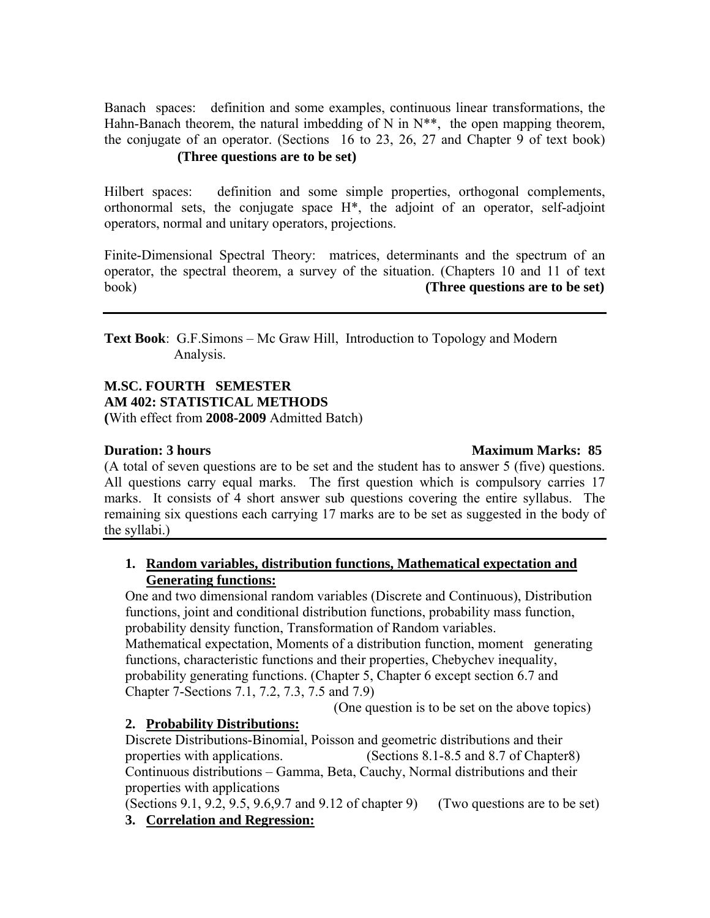Banach spaces: definition and some examples, continuous linear transformations, the Hahn-Banach theorem, the natural imbedding of N in N**, the open mapping theorem, the conjugate of an operator. (Sections 16 to 23, 26, 27 and Chapter 9 of text book) **(Three questions are to be set)**

Hilbert spaces: definition and some simple properties, orthogonal complements, orthonormal sets, the conjugate space H*, the adjoint of an operator, self-adjoint operators, normal and unitary operators, projections.

Finite-Dimensional Spectral Theory: matrices, determinants and the spectrum of an operator, the spectral theorem, a survey of the situation. (Chapters 10 and 11 of text book) **(Three questions are to be set)**

---

**Text Book**: G.F.Simons – Mc Graw Hill, Introduction to Topology and Modern Analysis.

**M.SC. FOURTH SEMESTER**
**AM 402: STATISTICAL METHODS**
**(**With effect from **2008-2009** Admitted Batch)

**Duration: 3 hours** **Maximum Marks: 85**

(A total of seven questions are to be set and the student has to answer 5 (five) questions. All questions carry equal marks. The first question which is compulsory carries 17 marks. It consists of 4 short answer sub questions covering the entire syllabus. The remaining six questions each carrying 17 marks are to be set as suggested in the body of the syllabi.)

---

1. **Random variables, distribution functions, Mathematical expectation and Generating functions:**
   One and two dimensional random variables (Discrete and Continuous), Distribution functions, joint and conditional distribution functions, probability mass function, probability density function, Transformation of Random variables.
   Mathematical expectation, Moments of a distribution function, moment generating functions, characteristic functions and their properties, Chebychev inequality, probability generating functions. (Chapter 5, Chapter 6 except section 6.7 and Chapter 7-Sections 7.1, 7.2, 7.3, 7.5 and 7.9)
   (One question is to be set on the above topics)
2. **Probability Distributions:**
   Discrete Distributions-Binomial, Poisson and geometric distributions and their properties with applications. (Sections 8.1-8.5 and 8.7 of Chapter8)
   Continuous distributions – Gamma, Beta, Cauchy, Normal distributions and their properties with applications
   (Sections 9.1, 9.2, 9.5, 9.6,9.7 and 9.12 of chapter 9) (Two questions are to be set)
3. **Correlation and Regression:**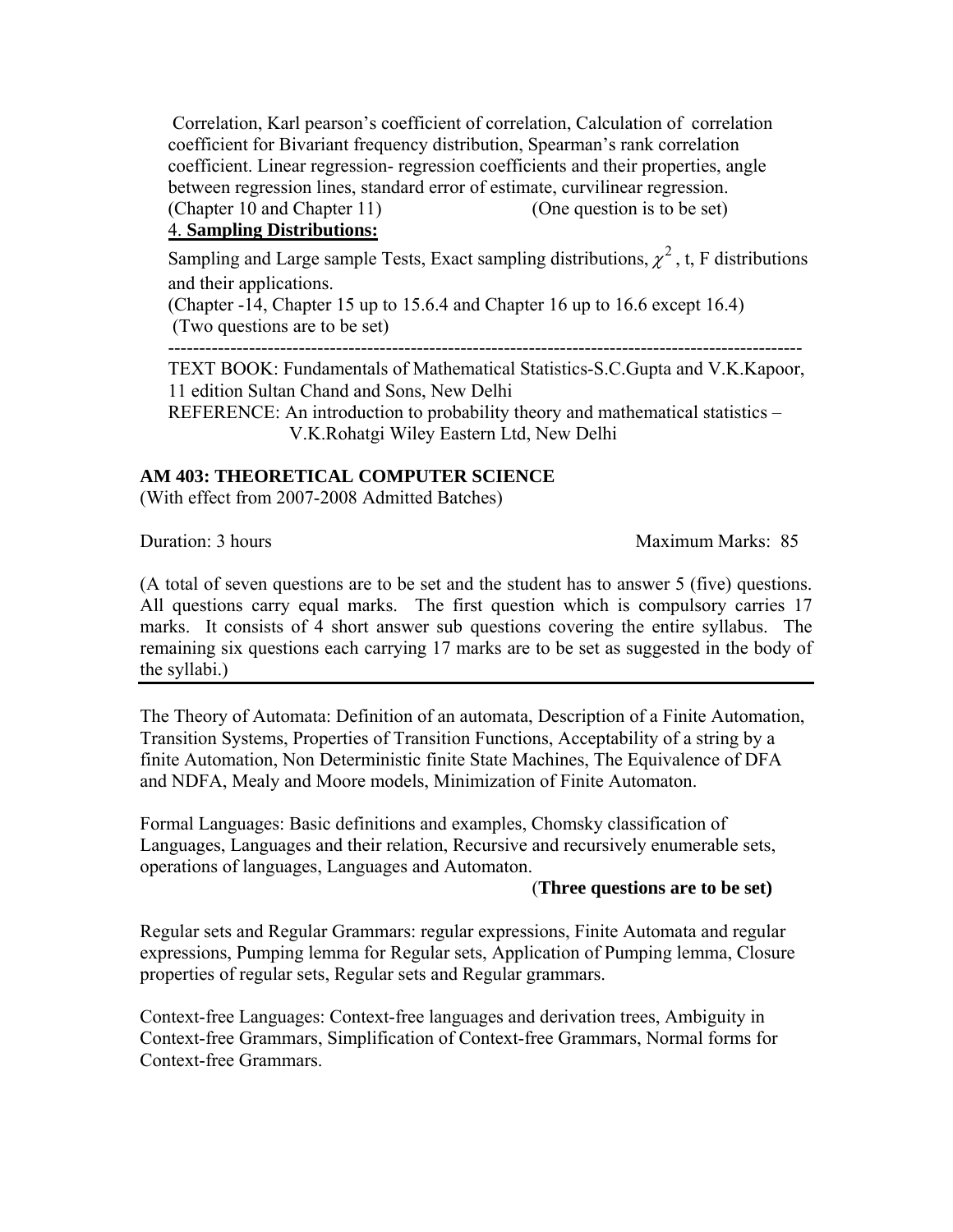Correlation, Karl pearson's coefficient of correlation, Calculation of correlation coefficient for Bivariant frequency distribution, Spearman's rank correlation coefficient. Linear regression- regression coefficients and their properties, angle between regression lines, standard error of estimate, curvilinear regression.
(Chapter 10 and Chapter 11) (One question is to be set)

4. **Sampling Distributions:**

Sampling and Large sample Tests, Exact sampling distributions, $\chi^2$, t, F distributions and their applications.
(Chapter -14, Chapter 15 up to 15.6.4 and Chapter 16 up to 16.6 except 16.4)
(Two questions are to be set)

---

TEXT BOOK: Fundamentals of Mathematical Statistics-S.C.Gupta and V.K.Kapoor, 11 edition Sultan Chand and Sons, New Delhi
REFERENCE: An introduction to probability theory and mathematical statistics – V.K.Rohatgi Wiley Eastern Ltd, New Delhi

**AM 403: THEORETICAL COMPUTER SCIENCE**
(With effect from 2007-2008 Admitted Batches)

Duration: 3 hours Maximum Marks: 85

(A total of seven questions are to be set and the student has to answer 5 (five) questions. All questions carry equal marks. The first question which is compulsory carries 17 marks. It consists of 4 short answer sub questions covering the entire syllabus. The remaining six questions each carrying 17 marks are to be set as suggested in the body of the syllabi.)

---

The Theory of Automata: Definition of an automata, Description of a Finite Automation, Transition Systems, Properties of Transition Functions, Acceptability of a string by a finite Automation, Non Deterministic finite State Machines, The Equivalence of DFA and NDFA, Mealy and Moore models, Minimization of Finite Automaton.

Formal Languages: Basic definitions and examples, Chomsky classification of Languages, Languages and their relation, Recursive and recursively enumerable sets, operations of languages, Languages and Automaton.
(**Three questions are to be set)**

Regular sets and Regular Grammars: regular expressions, Finite Automata and regular expressions, Pumping lemma for Regular sets, Application of Pumping lemma, Closure properties of regular sets, Regular sets and Regular grammars.

Context-free Languages: Context-free languages and derivation trees, Ambiguity in Context-free Grammars, Simplification of Context-free Grammars, Normal forms for Context-free Grammars.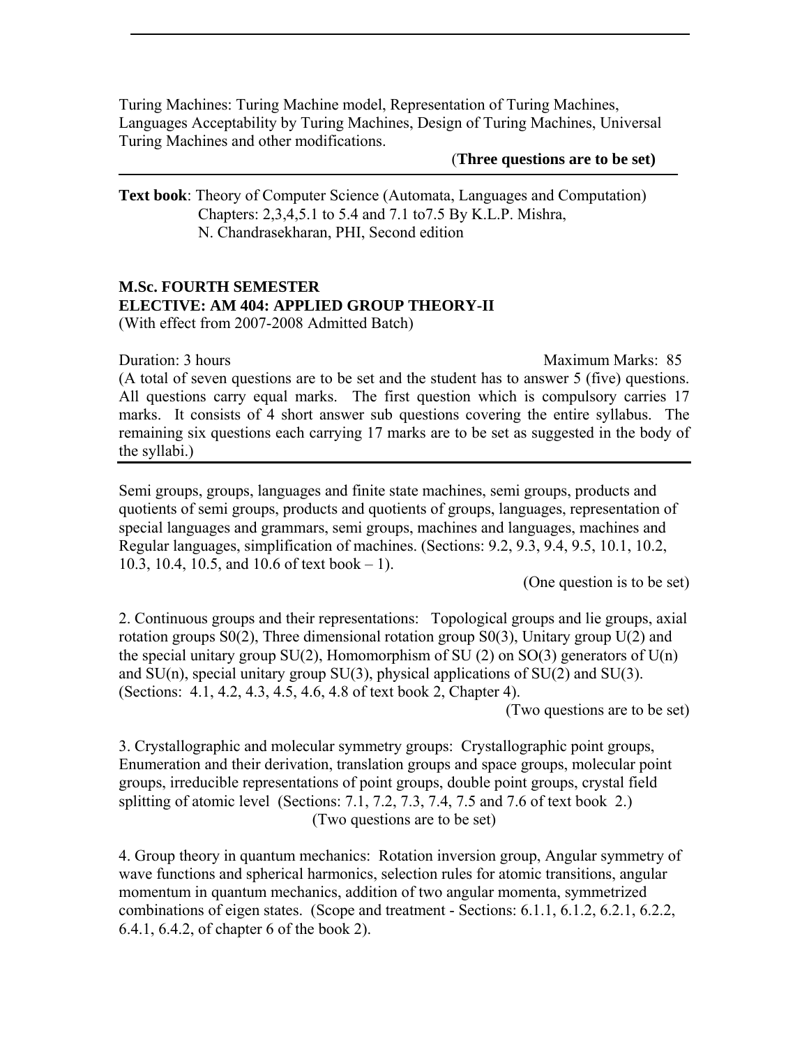Turing Machines: Turing Machine model, Representation of Turing Machines, Languages Acceptability by Turing Machines, Design of Turing Machines, Universal Turing Machines and other modifications.

(**Three questions are to be set)**

---

**Text book**: Theory of Computer Science (Automata, Languages and Computation) Chapters: 2,3,4,5.1 to 5.4 and 7.1 to7.5 By K.L.P. Mishra, N. Chandrasekharan, PHI, Second edition

**M.Sc. FOURTH SEMESTER**
**ELECTIVE: AM 404: APPLIED GROUP THEORY-II**
(With effect from 2007-2008 Admitted Batch)

Duration: 3 hours Maximum Marks: 85

(A total of seven questions are to be set and the student has to answer 5 (five) questions. All questions carry equal marks. The first question which is compulsory carries 17 marks. It consists of 4 short answer sub questions covering the entire syllabus. The remaining six questions each carrying 17 marks are to be set as suggested in the body of the syllabi.)

---

Semi groups, groups, languages and finite state machines, semi groups, products and quotients of semi groups, products and quotients of groups, languages, representation of special languages and grammars, semi groups, machines and languages, machines and Regular languages, simplification of machines. (Sections: 9.2, 9.3, 9.4, 9.5, 10.1, 10.2, 10.3, 10.4, 10.5, and 10.6 of text book – 1).

(One question is to be set)

2. Continuous groups and their representations: Topological groups and lie groups, axial rotation groups S0(2), Three dimensional rotation group S0(3), Unitary group U(2) and the special unitary group SU(2), Homomorphism of SU (2) on SO(3) generators of U(n) and SU(n), special unitary group SU(3), physical applications of SU(2) and SU(3). (Sections: 4.1, 4.2, 4.3, 4.5, 4.6, 4.8 of text book 2, Chapter 4).

(Two questions are to be set)

3. Crystallographic and molecular symmetry groups: Crystallographic point groups, Enumeration and their derivation, translation groups and space groups, molecular point groups, irreducible representations of point groups, double point groups, crystal field splitting of atomic level (Sections: 7.1, 7.2, 7.3, 7.4, 7.5 and 7.6 of text book 2.)

(Two questions are to be set)

4. Group theory in quantum mechanics: Rotation inversion group, Angular symmetry of wave functions and spherical harmonics, selection rules for atomic transitions, angular momentum in quantum mechanics, addition of two angular momenta, symmetrized combinations of eigen states. (Scope and treatment - Sections: 6.1.1, 6.1.2, 6.2.1, 6.2.2, 6.4.1, 6.4.2, of chapter 6 of the book 2).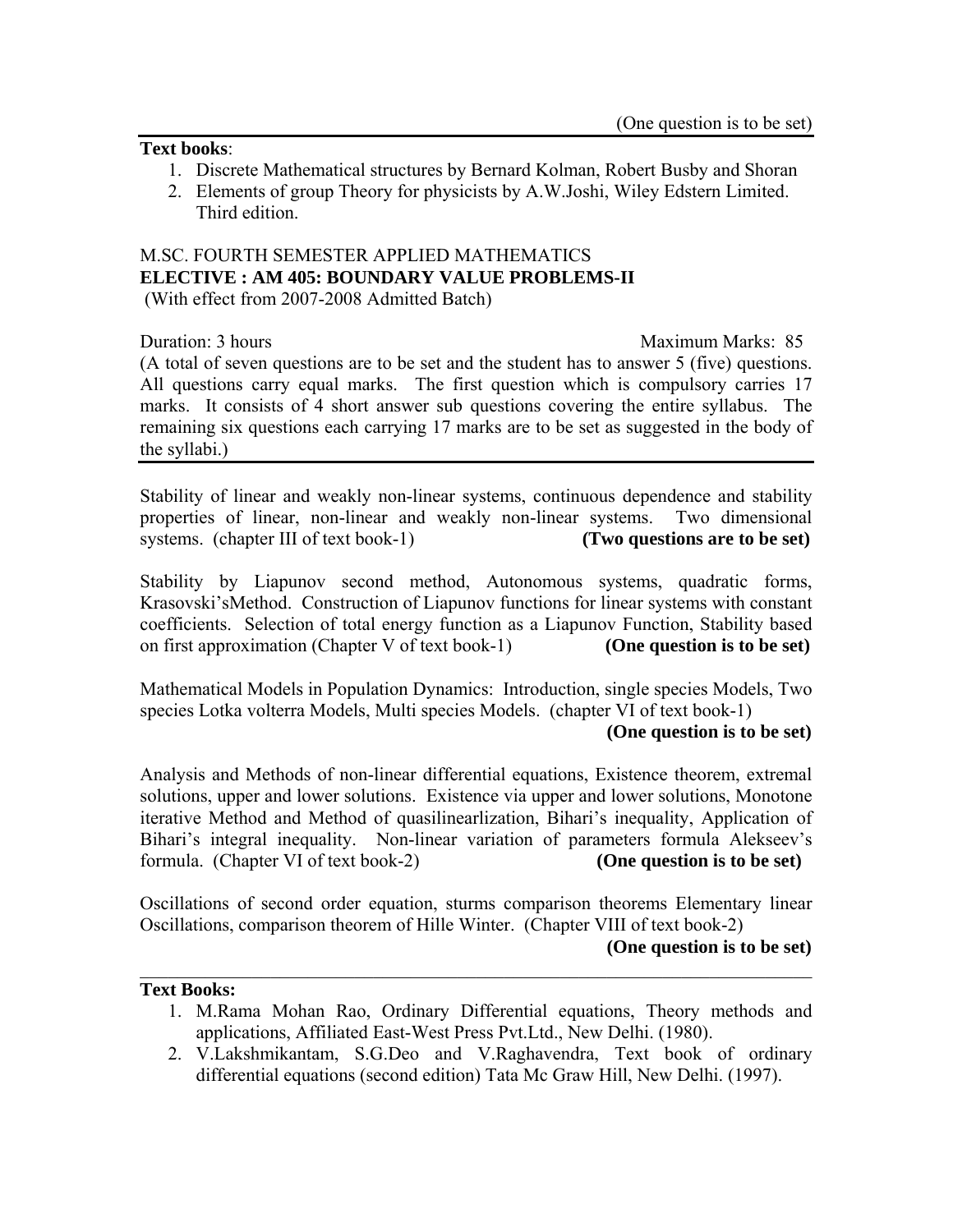(One question is to be set)

**Text books**:

1. Discrete Mathematical structures by Bernard Kolman, Robert Busby and Shoran
2. Elements of group Theory for physicists by A.W.Joshi, Wiley Edstern Limited. Third edition.

M.SC. FOURTH SEMESTER APPLIED MATHEMATICS
**ELECTIVE : AM 405: BOUNDARY VALUE PROBLEMS-II**
(With effect from 2007-2008 Admitted Batch)

Duration: 3 hours Maximum Marks: 85

(A total of seven questions are to be set and the student has to answer 5 (five) questions. All questions carry equal marks. The first question which is compulsory carries 17 marks. It consists of 4 short answer sub questions covering the entire syllabus. The remaining six questions each carrying 17 marks are to be set as suggested in the body of the syllabi.)

---

Stability of linear and weakly non-linear systems, continuous dependence and stability properties of linear, non-linear and weakly non-linear systems. Two dimensional systems. (chapter III of text book-1) **(Two questions are to be set)**

Stability by Liapunov second method, Autonomous systems, quadratic forms, Krasovski'sMethod. Construction of Liapunov functions for linear systems with constant coefficients. Selection of total energy function as a Liapunov Function, Stability based on first approximation (Chapter V of text book-1) **(One question is to be set)**

Mathematical Models in Population Dynamics: Introduction, single species Models, Two species Lotka volterra Models, Multi species Models. (chapter VI of text book-1)

**(One question is to be set)**

Analysis and Methods of non-linear differential equations, Existence theorem, extremal solutions, upper and lower solutions. Existence via upper and lower solutions, Monotone iterative Method and Method of quasilinearlization, Bihari's inequality, Application of Bihari's integral inequality. Non-linear variation of parameters formula Alekseev's formula. (Chapter VI of text book-2) **(One question is to be set)**

Oscillations of second order equation, sturms comparison theorems Elementary linear Oscillations, comparison theorem of Hille Winter. (Chapter VIII of text book-2)

**(One question is to be set)**

---

**Text Books:**

1. M.Rama Mohan Rao, Ordinary Differential equations, Theory methods and applications, Affiliated East-West Press Pvt.Ltd., New Delhi. (1980).
2. V.Lakshmikantam, S.G.Deo and V.Raghavendra, Text book of ordinary differential equations (second edition) Tata Mc Graw Hill, New Delhi. (1997).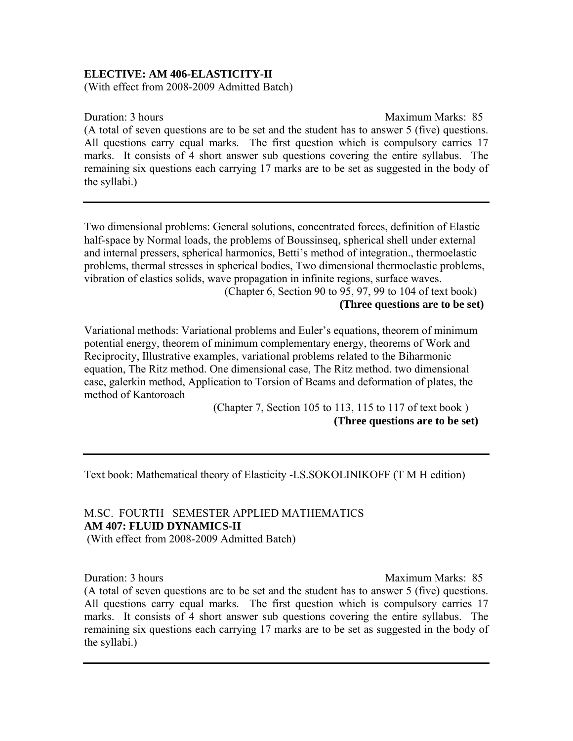**ELECTIVE: AM 406-ELASTICITY-II**
(With effect from 2008-2009 Admitted Batch)

Duration: 3 hours Maximum Marks: 85

(A total of seven questions are to be set and the student has to answer 5 (five) questions. All questions carry equal marks. The first question which is compulsory carries 17 marks. It consists of 4 short answer sub questions covering the entire syllabus. The remaining six questions each carrying 17 marks are to be set as suggested in the body of the syllabi.)

---

Two dimensional problems: General solutions, concentrated forces, definition of Elastic half-space by Normal loads, the problems of Boussinseq, spherical shell under external and internal pressers, spherical harmonics, Betti's method of integration., thermoelastic problems, thermal stresses in spherical bodies, Two dimensional thermoelastic problems, vibration of elastics solids, wave propagation in infinite regions, surface waves.

(Chapter 6, Section 90 to 95, 97, 99 to 104 of text book)

**(Three questions are to be set)**

Variational methods: Variational problems and Euler's equations, theorem of minimum potential energy, theorem of minimum complementary energy, theorems of Work and Reciprocity, Illustrative examples, variational problems related to the Biharmonic equation, The Ritz method. One dimensional case, The Ritz method. two dimensional case, galerkin method, Application to Torsion of Beams and deformation of plates, the method of Kantoroach

(Chapter 7, Section 105 to 113, 115 to 117 of text book )

**(Three questions are to be set)**

---

Text book: Mathematical theory of Elasticity -I.S.SOKOLINIKOFF (T M H edition)

M.SC. FOURTH SEMESTER APPLIED MATHEMATICS
**AM 407: FLUID DYNAMICS-II**
(With effect from 2008-2009 Admitted Batch)

Duration: 3 hours Maximum Marks: 85

(A total of seven questions are to be set and the student has to answer 5 (five) questions. All questions carry equal marks. The first question which is compulsory carries 17 marks. It consists of 4 short answer sub questions covering the entire syllabus. The remaining six questions each carrying 17 marks are to be set as suggested in the body of the syllabi.)

---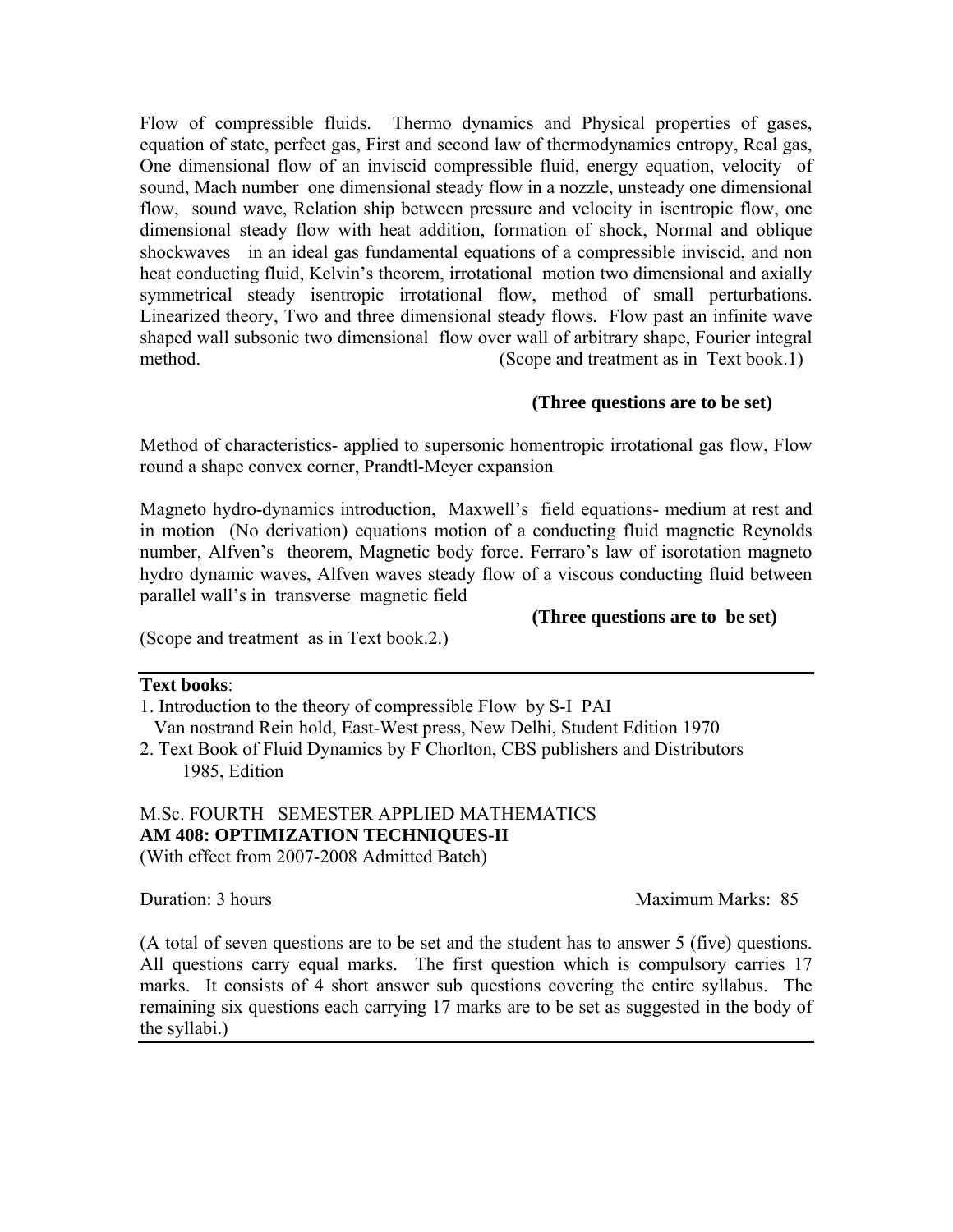Flow of compressible fluids. Thermo dynamics and Physical properties of gases, equation of state, perfect gas, First and second law of thermodynamics entropy, Real gas, One dimensional flow of an inviscid compressible fluid, energy equation, velocity of sound, Mach number one dimensional steady flow in a nozzle, unsteady one dimensional flow, sound wave, Relation ship between pressure and velocity in isentropic flow, one dimensional steady flow with heat addition, formation of shock, Normal and oblique shockwaves in an ideal gas fundamental equations of a compressible inviscid, and non heat conducting fluid, Kelvin's theorem, irrotational motion two dimensional and axially symmetrical steady isentropic irrotational flow, method of small perturbations. Linearized theory, Two and three dimensional steady flows. Flow past an infinite wave shaped wall subsonic two dimensional flow over wall of arbitrary shape, Fourier integral method. (Scope and treatment as in Text book.1)

**(Three questions are to be set)**

Method of characteristics- applied to supersonic homentropic irrotational gas flow, Flow round a shape convex corner, Prandtl-Meyer expansion

Magneto hydro-dynamics introduction, Maxwell's field equations- medium at rest and in motion (No derivation) equations motion of a conducting fluid magnetic Reynolds number, Alfven's theorem, Magnetic body force. Ferraro's law of isorotation magneto hydro dynamic waves, Alfven waves steady flow of a viscous conducting fluid between parallel wall's in transverse magnetic field

**(Three questions are to be set)**

(Scope and treatment as in Text book.2.)

---

**Text books**:

1. Introduction to the theory of compressible Flow by S-I PAI
   Van nostrand Rein hold, East-West press, New Delhi, Student Edition 1970
2. Text Book of Fluid Dynamics by F Chorlton, CBS publishers and Distributors
   1985, Edition

M.Sc. FOURTH SEMESTER APPLIED MATHEMATICS
**AM 408: OPTIMIZATION TECHNIQUES-II**
(With effect from 2007-2008 Admitted Batch)

Duration: 3 hours Maximum Marks: 85

(A total of seven questions are to be set and the student has to answer 5 (five) questions. All questions carry equal marks. The first question which is compulsory carries 17 marks. It consists of 4 short answer sub questions covering the entire syllabus. The remaining six questions each carrying 17 marks are to be set as suggested in the body of the syllabi.)

---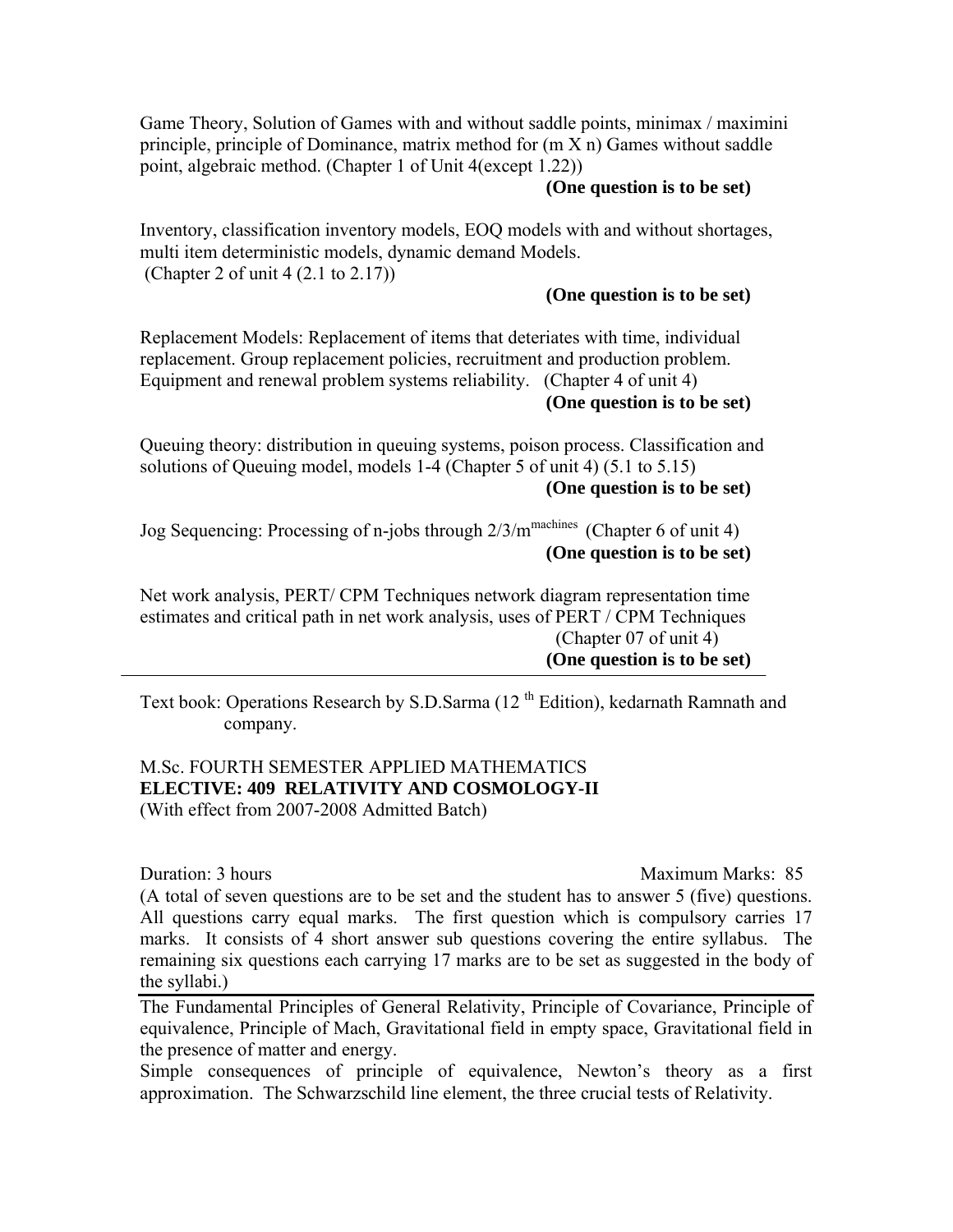Game Theory, Solution of Games with and without saddle points, minimax / maximini principle, principle of Dominance, matrix method for (m X n) Games without saddle point, algebraic method. (Chapter 1 of Unit 4(except 1.22))

**(One question is to be set)**

Inventory, classification inventory models, EOQ models with and without shortages, multi item deterministic models, dynamic demand Models.
(Chapter 2 of unit 4 (2.1 to 2.17))

**(One question is to be set)**

Replacement Models: Replacement of items that deteriates with time, individual replacement. Group replacement policies, recruitment and production problem. Equipment and renewal problem systems reliability. (Chapter 4 of unit 4)

**(One question is to be set)**

Queuing theory: distribution in queuing systems, poison process. Classification and solutions of Queuing model, models 1-4 (Chapter 5 of unit 4) (5.1 to 5.15)

**(One question is to be set)**

Jog Sequencing: Processing of n-jobs through $2/3/m^{machines}$ (Chapter 6 of unit 4)

**(One question is to be set)**

Net work analysis, PERT/ CPM Techniques network diagram representation time estimates and critical path in net work analysis, uses of PERT / CPM Techniques (Chapter 07 of unit 4)

**(One question is to be set)**

---

Text book: Operations Research by S.D.Sarma (12 th Edition), kedarnath Ramnath and company.

M.Sc. FOURTH SEMESTER APPLIED MATHEMATICS
**ELECTIVE: 409 RELATIVITY AND COSMOLOGY-II**
(With effect from 2007-2008 Admitted Batch)

Duration: 3 hours Maximum Marks: 85

(A total of seven questions are to be set and the student has to answer 5 (five) questions. All questions carry equal marks. The first question which is compulsory carries 17 marks. It consists of 4 short answer sub questions covering the entire syllabus. The remaining six questions each carrying 17 marks are to be set as suggested in the body of the syllabi.)

---

The Fundamental Principles of General Relativity, Principle of Covariance, Principle of equivalence, Principle of Mach, Gravitational field in empty space, Gravitational field in the presence of matter and energy.

Simple consequences of principle of equivalence, Newton's theory as a first approximation. The Schwarzschild line element, the three crucial tests of Relativity.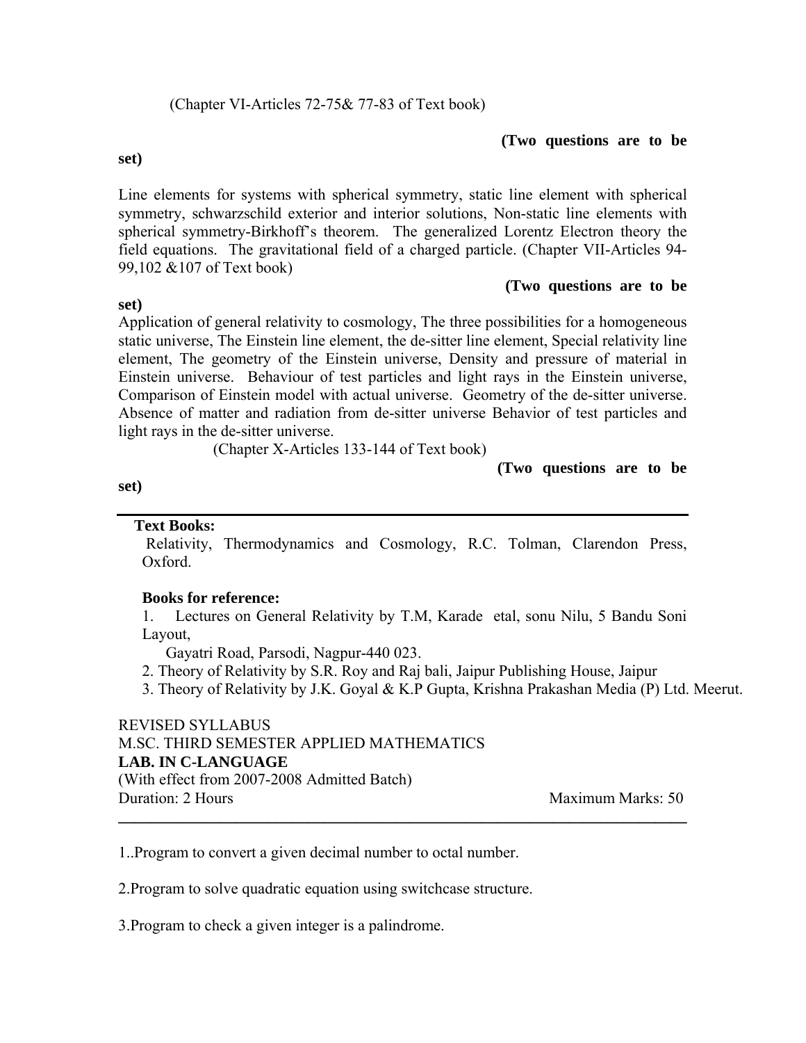(Chapter VI-Articles 72-75& 77-83 of Text book)

**(Two questions are to be set)**

Line elements for systems with spherical symmetry, static line element with spherical symmetry, schwarzschild exterior and interior solutions, Non-static line elements with spherical symmetry-Birkhoff's theorem. The generalized Lorentz Electron theory the field equations. The gravitational field of a charged particle. (Chapter VII-Articles 94-99,102 &107 of Text book)

**(Two questions are to be set)**

Application of general relativity to cosmology, The three possibilities for a homogeneous static universe, The Einstein line element, the de-sitter line element, Special relativity line element, The geometry of the Einstein universe, Density and pressure of material in Einstein universe. Behaviour of test particles and light rays in the Einstein universe, Comparison of Einstein model with actual universe. Geometry of the de-sitter universe. Absence of matter and radiation from de-sitter universe Behavior of test particles and light rays in the de-sitter universe.

(Chapter X-Articles 133-144 of Text book)

**(Two questions are to be set)**

---

**Text Books:**

Relativity, Thermodynamics and Cosmology, R.C. Tolman, Clarendon Press, Oxford.

**Books for reference:**

1. Lectures on General Relativity by T.M, Karade etal, sonu Nilu, 5 Bandu Soni Layout,
   Gayatri Road, Parsodi, Nagpur-440 023.
2. Theory of Relativity by S.R. Roy and Raj bali, Jaipur Publishing House, Jaipur
3. Theory of Relativity by J.K. Goyal & K.P Gupta, Krishna Prakashan Media (P) Ltd. Meerut.

REVISED SYLLABUS
M.SC. THIRD SEMESTER APPLIED MATHEMATICS
**LAB. IN C-LANGUAGE**
(With effect from 2007-2008 Admitted Batch)
Duration: 2 Hours Maximum Marks: 50

---

1..Program to convert a given decimal number to octal number.

2.Program to solve quadratic equation using switchcase structure.

3.Program to check a given integer is a palindrome.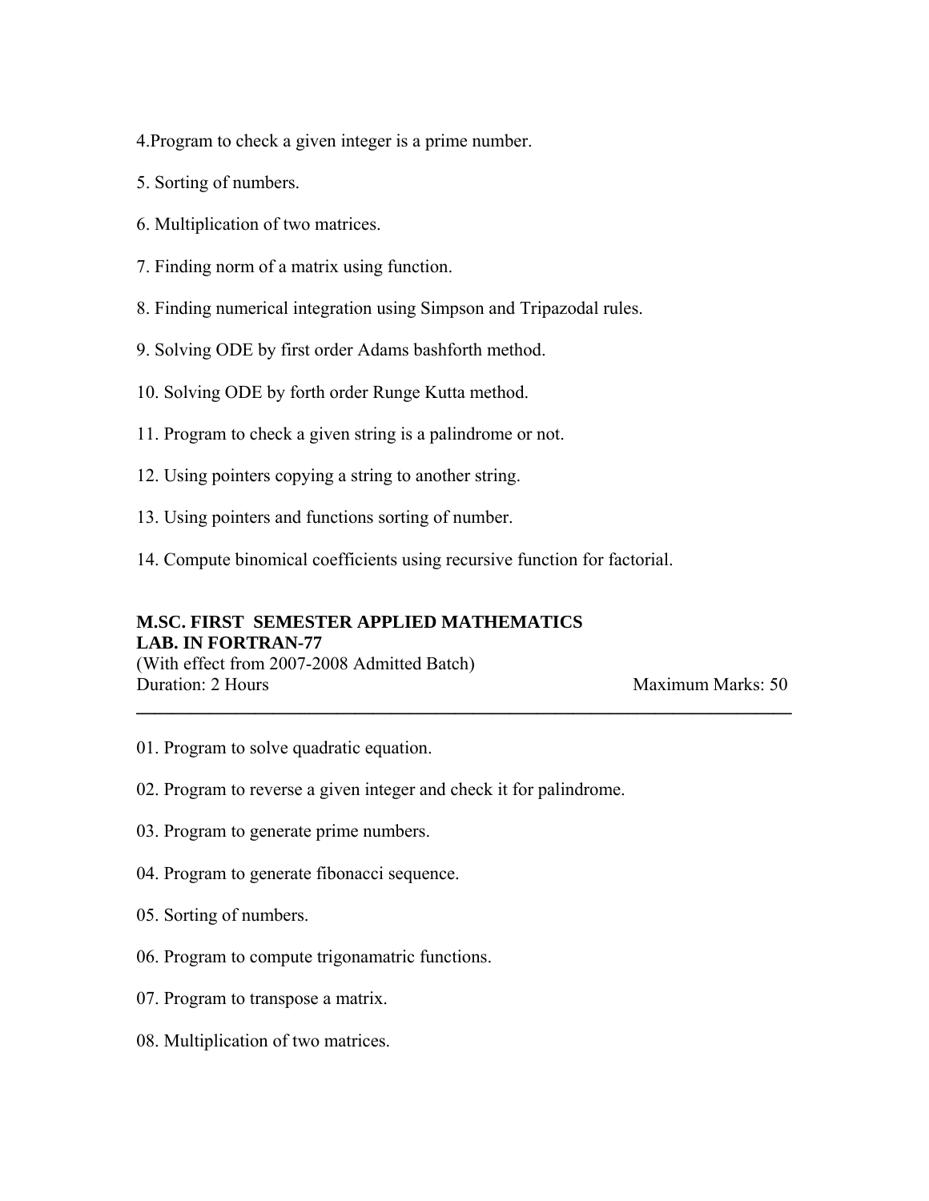4.Program to check a given integer is a prime number.

5. Sorting of numbers.

6. Multiplication of two matrices.

7. Finding norm of a matrix using function.

8. Finding numerical integration using Simpson and Tripazodal rules.

9. Solving ODE by first order Adams bashforth method.

10. Solving ODE by forth order Runge Kutta method.

11. Program to check a given string is a palindrome or not.

12. Using pointers copying a string to another string.

13. Using pointers and functions sorting of number.

14. Compute binomical coefficients using recursive function for factorial.

**M.SC. FIRST SEMESTER APPLIED MATHEMATICS**
**LAB. IN FORTRAN-77**

(With effect from 2007-2008 Admitted Batch)

Duration: 2 Hours Maximum Marks: 50

---

01. Program to solve quadratic equation.

02. Program to reverse a given integer and check it for palindrome.

03. Program to generate prime numbers.

04. Program to generate fibonacci sequence.

05. Sorting of numbers.

06. Program to compute trigonamatric functions.

07. Program to transpose a matrix.

08. Multiplication of two matrices.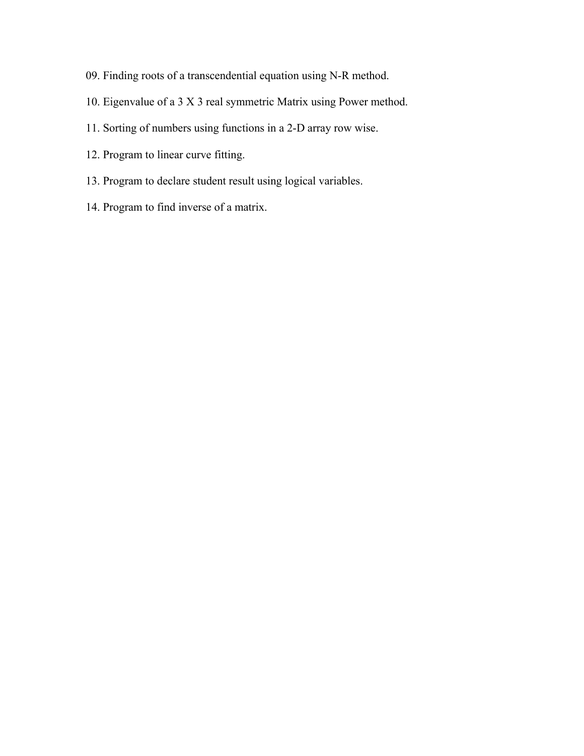09. Finding roots of a transcendential equation using N-R method.

10. Eigenvalue of a 3 X 3 real symmetric Matrix using Power method.

11. Sorting of numbers using functions in a 2-D array row wise.

12. Program to linear curve fitting.

13. Program to declare student result using logical variables.

14. Program to find inverse of a matrix.